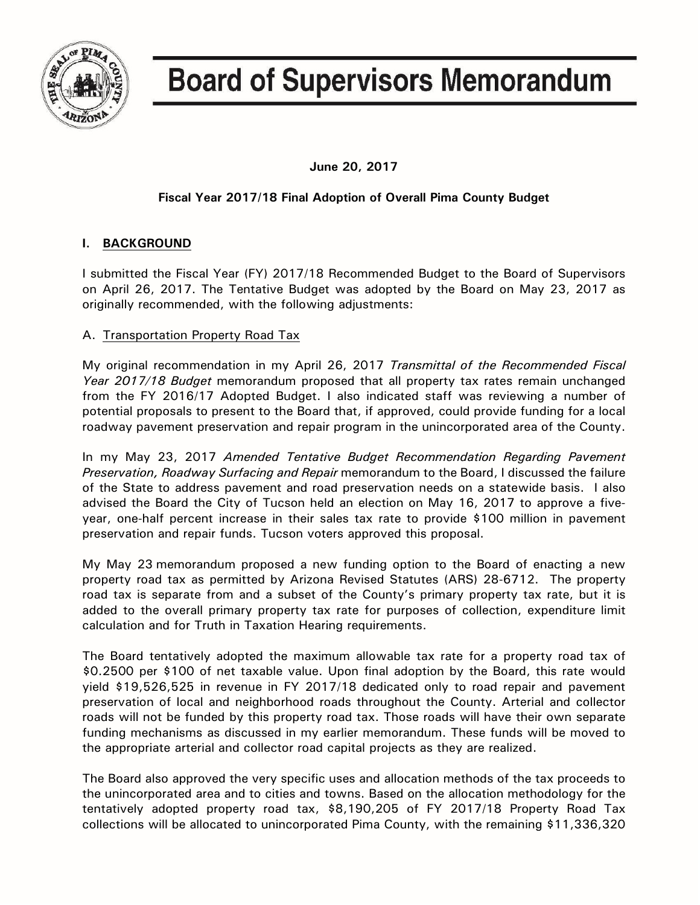# Board of Supervisors Memorandum

**June 20, 2017**

**Fiscal Year 2017/18 Final Adoption of Overall Pima County Budget**

## I. BACKGROUND

I submitted the Fiscal Year (FY) 2017/18 Recommended Budget to the Board of Supervisors on April 26, 2017. The Tentative Budget was adopted by the Board on May 23, 2017 as originally recommended, with the following adjustments:

### A. Transportation Property Road Tax

My original recommendation in my April 26, 2017 *Transmittal of the Recommended Fiscal Year 2017/18 Budget* memorandum proposed that all property tax rates remain unchanged from the FY 2016/17 Adopted Budget. I also indicated staff was reviewing a number of potential proposals to present to the Board that, if approved, could provide funding for a local roadway pavement preservation and repair program in the unincorporated area of the County.

In my May 23, 2017 *Amended Tentative Budget Recommendation Regarding Pavement Preservation, Roadway Surfacing and Repair* memorandum to the Board, I discussed the failure of the State to address pavement and road preservation needs on a statewide basis. I also advised the Board the City of Tucson held an election on May 16, 2017 to approve a five-year, one-half percent increase in their sales tax rate to provide $100 million in pavement preservation and repair funds. Tucson voters approved this proposal.

My May 23 memorandum proposed a new funding option to the Board of enacting a new property road tax as permitted by Arizona Revised Statutes (ARS) 28-6712. The property road tax is separate from and a subset of the County's primary property tax rate, but it is added to the overall primary property tax rate for purposes of collection, expenditure limit calculation and for Truth in Taxation Hearing requirements.

The Board tentatively adopted the maximum allowable tax rate for a property road tax of $0.2500 per $100 of net taxable value. Upon final adoption by the Board, this rate would yield $19,526,525 in revenue in FY 2017/18 dedicated only to road repair and pavement preservation of local and neighborhood roads throughout the County. Arterial and collector roads will not be funded by this property road tax. Those roads will have their own separate funding mechanisms as discussed in my earlier memorandum. These funds will be moved to the appropriate arterial and collector road capital projects as they are realized.

The Board also approved the very specific uses and allocation methods of the tax proceeds to the unincorporated area and to cities and towns. Based on the allocation methodology for the tentatively adopted property road tax, $8,190,205 of FY 2017/18 Property Road Tax collections will be allocated to unincorporated Pima County, with the remaining $11,336,320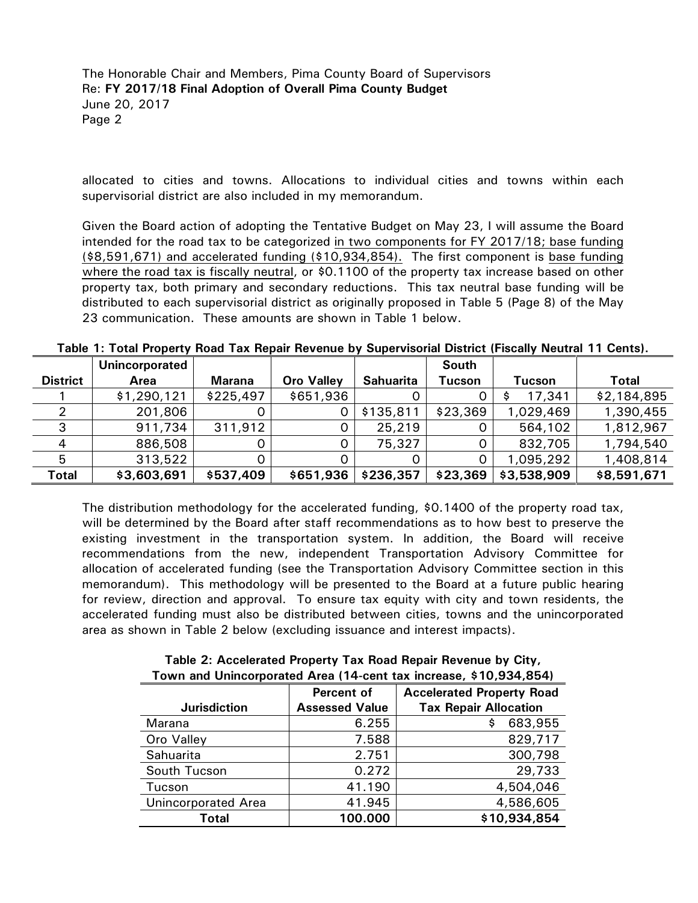allocated to cities and towns. Allocations to individual cities and towns within each supervisorial district are also included in my memorandum.

Given the Board action of adopting the Tentative Budget on May 23, I will assume the Board intended for the road tax to be categorized in two components for FY 2017/18; base funding ($8,591,671) and accelerated funding ($10,934,854). The first component is base funding where the road tax is fiscally neutral, or $0.1100 of the property tax increase based on other property tax, both primary and secondary reductions. This tax neutral base funding will be distributed to each supervisorial district as originally proposed in Table 5 (Page 8) of the May 23 communication. These amounts are shown in Table 1 below.

**Table 1: Total Property Road Tax Repair Revenue by Supervisorial District (Fiscally Neutral 11 Cents).**

| District | Unincorporated Area | Marana | Oro Valley | Sahuarita | South Tucson | Tucson | Total |
|---|---|---|---|---|---|---|---|
| 1 | $1,290,121 | $225,497 | $651,936 | 0 | 0 | $ 17,341 | $2,184,895 |
| 2 | 201,806 | 0 | 0 | $135,811 | $23,369 | 1,029,469 | 1,390,455 |
| 3 | 911,734 | 311,912 | 0 | 25,219 | 0 | 564,102 | 1,812,967 |
| 4 | 886,508 | 0 | 0 | 75,327 | 0 | 832,705 | 1,794,540 |
| 5 | 313,522 | 0 | 0 | 0 | 0 | 1,095,292 | 1,408,814 |
| **Total** | **$3,603,691** | **$537,409** | **$651,936** | **$236,357** | **$23,369** | **$3,538,909** | **$8,591,671** |

The distribution methodology for the accelerated funding, $0.1400 of the property road tax, will be determined by the Board after staff recommendations as to how best to preserve the existing investment in the transportation system. In addition, the Board will receive recommendations from the new, independent Transportation Advisory Committee for allocation of accelerated funding (see the Transportation Advisory Committee section in this memorandum). This methodology will be presented to the Board at a future public hearing for review, direction and approval. To ensure tax equity with city and town residents, the accelerated funding must also be distributed between cities, towns and the unincorporated area as shown in Table 2 below (excluding issuance and interest impacts).

**Table 2: Accelerated Property Tax Road Repair Revenue by City, Town and Unincorporated Area (14-cent tax increase, $10,934,854)**

| Jurisdiction | Percent of Assessed Value | Accelerated Property Road Tax Repair Allocation |
|---|---|---|
| Marana | 6.255 | $ 683,955 |
| Oro Valley | 7.588 | 829,717 |
| Sahuarita | 2.751 | 300,798 |
| South Tucson | 0.272 | 29,733 |
| Tucson | 41.190 | 4,504,046 |
| Unincorporated Area | 41.945 | 4,586,605 |
| **Total** | **100.000** | **$10,934,854** |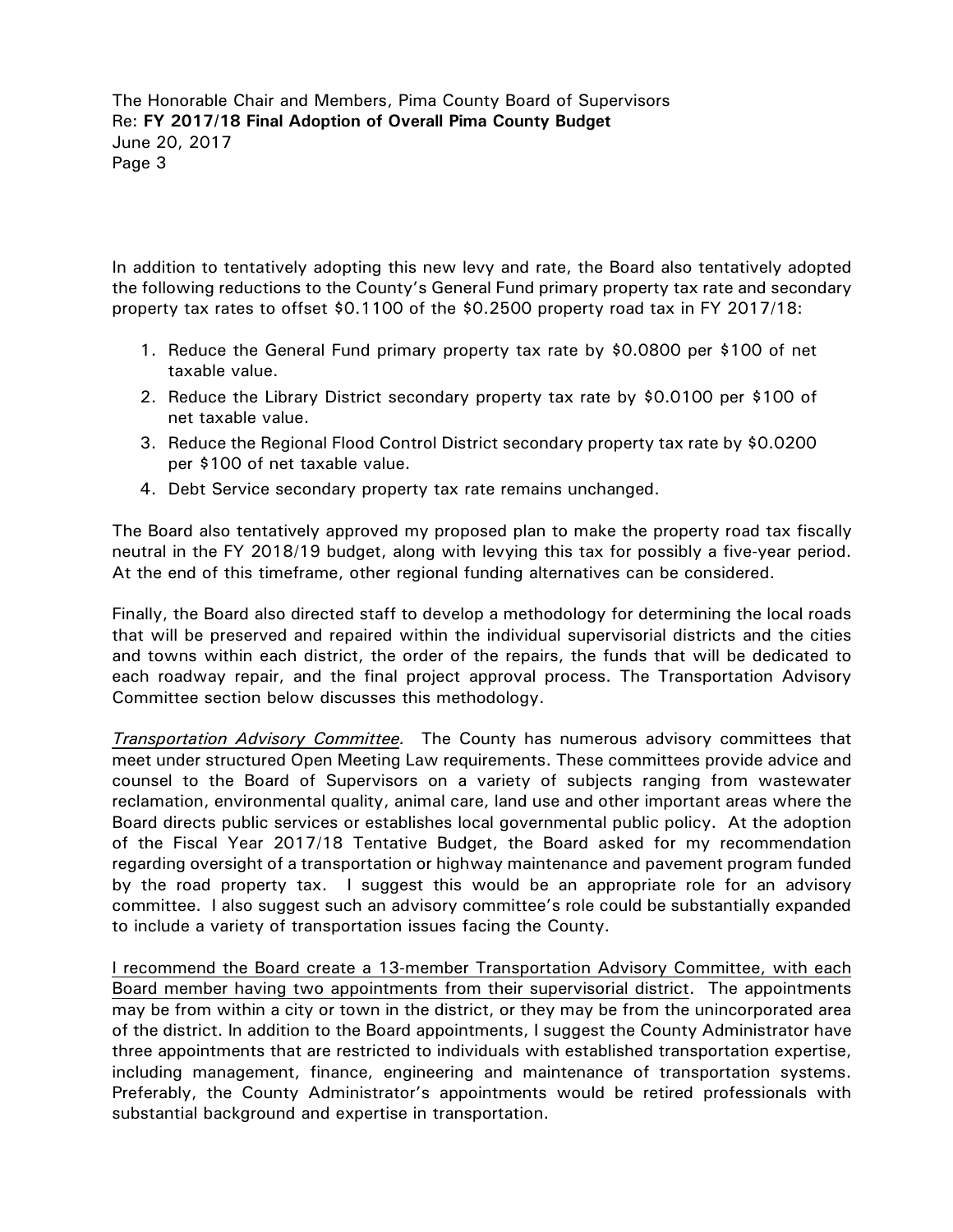In addition to tentatively adopting this new levy and rate, the Board also tentatively adopted the following reductions to the County's General Fund primary property tax rate and secondary property tax rates to offset $0.1100 of the $0.2500 property road tax in FY 2017/18:

1. Reduce the General Fund primary property tax rate by $0.0800 per $100 of net taxable value.
2. Reduce the Library District secondary property tax rate by $0.0100 per $100 of net taxable value.
3. Reduce the Regional Flood Control District secondary property tax rate by $0.0200 per $100 of net taxable value.
4. Debt Service secondary property tax rate remains unchanged.

The Board also tentatively approved my proposed plan to make the property road tax fiscally neutral in the FY 2018/19 budget, along with levying this tax for possibly a five-year period. At the end of this timeframe, other regional funding alternatives can be considered.

Finally, the Board also directed staff to develop a methodology for determining the local roads that will be preserved and repaired within the individual supervisorial districts and the cities and towns within each district, the order of the repairs, the funds that will be dedicated to each roadway repair, and the final project approval process. The Transportation Advisory Committee section below discusses this methodology.

*Transportation Advisory Committee.* The County has numerous advisory committees that meet under structured Open Meeting Law requirements. These committees provide advice and counsel to the Board of Supervisors on a variety of subjects ranging from wastewater reclamation, environmental quality, animal care, land use and other important areas where the Board directs public services or establishes local governmental public policy. At the adoption of the Fiscal Year 2017/18 Tentative Budget, the Board asked for my recommendation regarding oversight of a transportation or highway maintenance and pavement program funded by the road property tax. I suggest this would be an appropriate role for an advisory committee. I also suggest such an advisory committee's role could be substantially expanded to include a variety of transportation issues facing the County.

<u>I recommend the Board create a 13-member Transportation Advisory Committee, with each Board member having two appointments from their supervisorial district</u>. The appointments may be from within a city or town in the district, or they may be from the unincorporated area of the district. In addition to the Board appointments, I suggest the County Administrator have three appointments that are restricted to individuals with established transportation expertise, including management, finance, engineering and maintenance of transportation systems. Preferably, the County Administrator's appointments would be retired professionals with substantial background and expertise in transportation.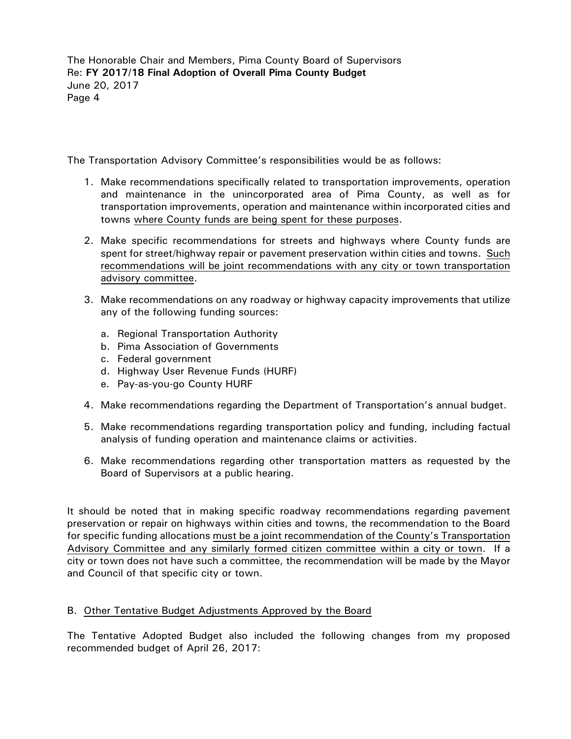The Transportation Advisory Committee's responsibilities would be as follows:

1. Make recommendations specifically related to transportation improvements, operation and maintenance in the unincorporated area of Pima County, as well as for transportation improvements, operation and maintenance within incorporated cities and towns <u>where County funds are being spent for these purposes</u>.

2. Make specific recommendations for streets and highways where County funds are spent for street/highway repair or pavement preservation within cities and towns. <u>Such recommendations will be joint recommendations with any city or town transportation advisory committee</u>.

3. Make recommendations on any roadway or highway capacity improvements that utilize any of the following funding sources:

   a. Regional Transportation Authority
   b. Pima Association of Governments
   c. Federal government
   d. Highway User Revenue Funds (HURF)
   e. Pay-as-you-go County HURF

4. Make recommendations regarding the Department of Transportation's annual budget.

5. Make recommendations regarding transportation policy and funding, including factual analysis of funding operation and maintenance claims or activities.

6. Make recommendations regarding other transportation matters as requested by the Board of Supervisors at a public hearing.

It should be noted that in making specific roadway recommendations regarding pavement preservation or repair on highways within cities and towns, the recommendation to the Board for specific funding allocations <u>must be a joint recommendation of the County's Transportation Advisory Committee and any similarly formed citizen committee within a city or town</u>. If a city or town does not have such a committee, the recommendation will be made by the Mayor and Council of that specific city or town.

B. <u>Other Tentative Budget Adjustments Approved by the Board</u>

The Tentative Adopted Budget also included the following changes from my proposed recommended budget of April 26, 2017: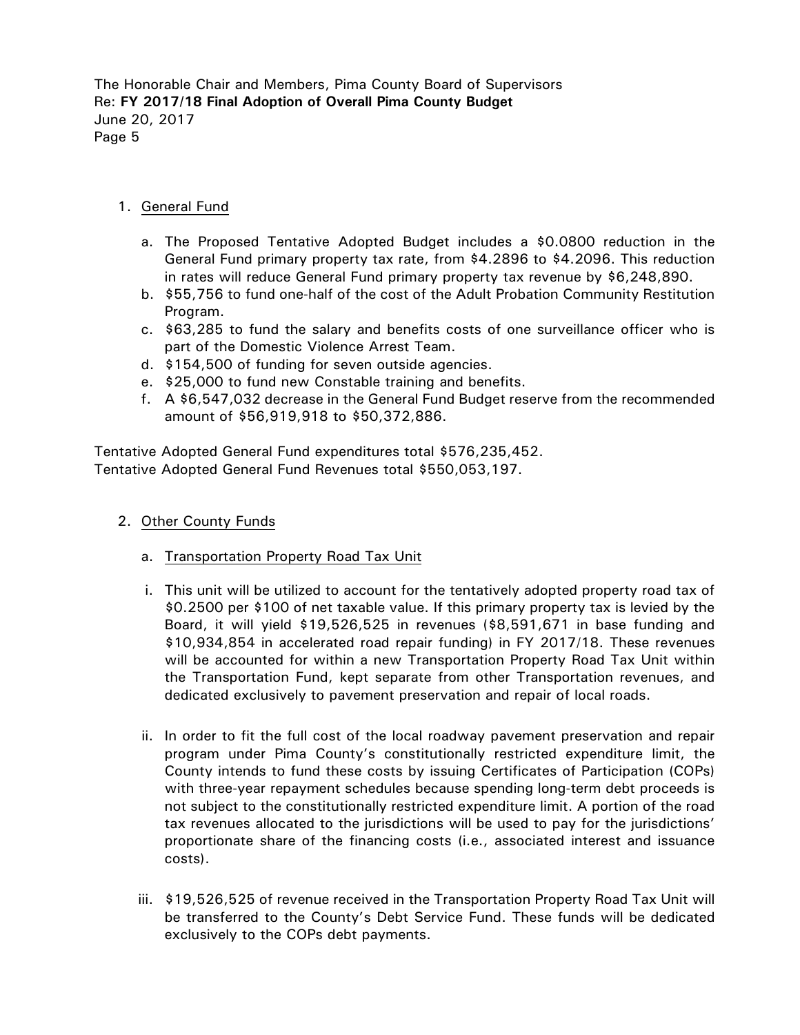1. <u>General Fund</u>

    a. The Proposed Tentative Adopted Budget includes a $0.0800 reduction in the General Fund primary property tax rate, from $4.2896 to $4.2096. This reduction in rates will reduce General Fund primary property tax revenue by $6,248,890.
    b. $55,756 to fund one-half of the cost of the Adult Probation Community Restitution Program.
    c. $63,285 to fund the salary and benefits costs of one surveillance officer who is part of the Domestic Violence Arrest Team.
    d. $154,500 of funding for seven outside agencies.
    e. $25,000 to fund new Constable training and benefits.
    f. A $6,547,032 decrease in the General Fund Budget reserve from the recommended amount of $56,919,918 to $50,372,886.

Tentative Adopted General Fund expenditures total $576,235,452.
Tentative Adopted General Fund Revenues total $550,053,197.

2. <u>Other County Funds</u>

    a. <u>Transportation Property Road Tax Unit</u>

    i. This unit will be utilized to account for the tentatively adopted property road tax of $0.2500 per $100 of net taxable value. If this primary property tax is levied by the Board, it will yield $19,526,525 in revenues ($8,591,671 in base funding and $10,934,854 in accelerated road repair funding) in FY 2017/18. These revenues will be accounted for within a new Transportation Property Road Tax Unit within the Transportation Fund, kept separate from other Transportation revenues, and dedicated exclusively to pavement preservation and repair of local roads.

    ii. In order to fit the full cost of the local roadway pavement preservation and repair program under Pima County's constitutionally restricted expenditure limit, the County intends to fund these costs by issuing Certificates of Participation (COPs) with three-year repayment schedules because spending long-term debt proceeds is not subject to the constitutionally restricted expenditure limit. A portion of the road tax revenues allocated to the jurisdictions will be used to pay for the jurisdictions' proportionate share of the financing costs (i.e., associated interest and issuance costs).

    iii. $19,526,525 of revenue received in the Transportation Property Road Tax Unit will be transferred to the County's Debt Service Fund. These funds will be dedicated exclusively to the COPs debt payments.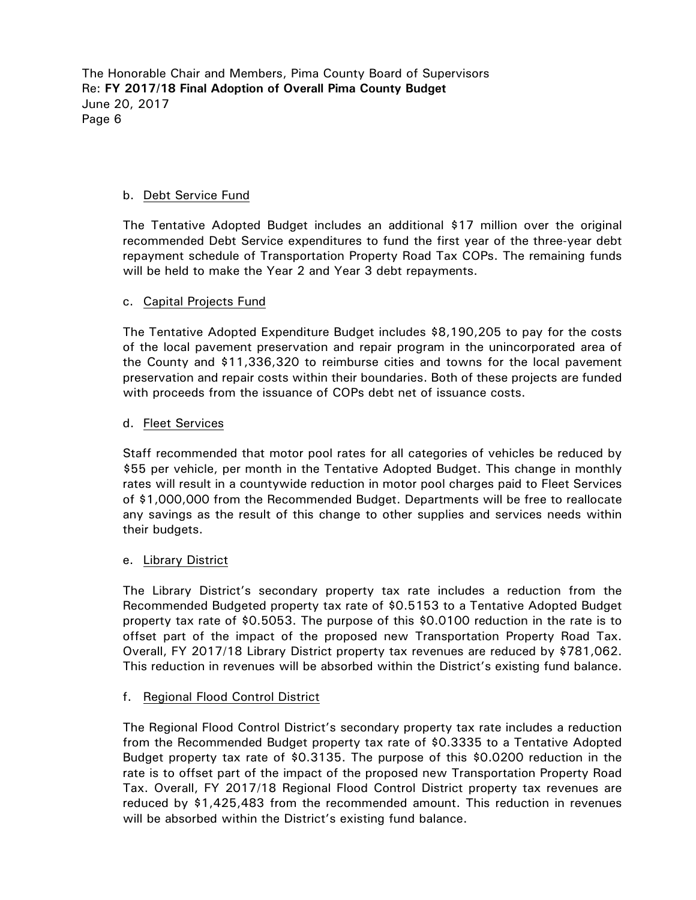b. Debt Service Fund

The Tentative Adopted Budget includes an additional $17 million over the original recommended Debt Service expenditures to fund the first year of the three-year debt repayment schedule of Transportation Property Road Tax COPs. The remaining funds will be held to make the Year 2 and Year 3 debt repayments.

c. Capital Projects Fund

The Tentative Adopted Expenditure Budget includes $8,190,205 to pay for the costs of the local pavement preservation and repair program in the unincorporated area of the County and $11,336,320 to reimburse cities and towns for the local pavement preservation and repair costs within their boundaries. Both of these projects are funded with proceeds from the issuance of COPs debt net of issuance costs.

d. Fleet Services

Staff recommended that motor pool rates for all categories of vehicles be reduced by $55 per vehicle, per month in the Tentative Adopted Budget. This change in monthly rates will result in a countywide reduction in motor pool charges paid to Fleet Services of $1,000,000 from the Recommended Budget. Departments will be free to reallocate any savings as the result of this change to other supplies and services needs within their budgets.

e. Library District

The Library District's secondary property tax rate includes a reduction from the Recommended Budgeted property tax rate of $0.5153 to a Tentative Adopted Budget property tax rate of $0.5053. The purpose of this $0.0100 reduction in the rate is to offset part of the impact of the proposed new Transportation Property Road Tax. Overall, FY 2017/18 Library District property tax revenues are reduced by $781,062. This reduction in revenues will be absorbed within the District's existing fund balance.

f. Regional Flood Control District

The Regional Flood Control District's secondary property tax rate includes a reduction from the Recommended Budget property tax rate of $0.3335 to a Tentative Adopted Budget property tax rate of $0.3135. The purpose of this $0.0200 reduction in the rate is to offset part of the impact of the proposed new Transportation Property Road Tax. Overall, FY 2017/18 Regional Flood Control District property tax revenues are reduced by $1,425,483 from the recommended amount. This reduction in revenues will be absorbed within the District's existing fund balance.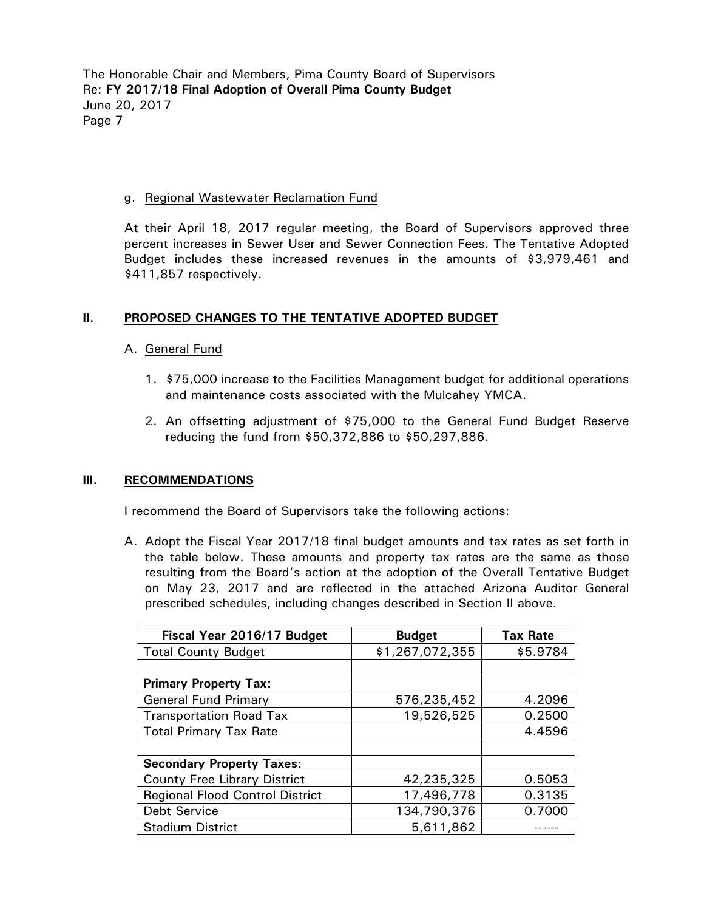g. Regional Wastewater Reclamation Fund

At their April 18, 2017 regular meeting, the Board of Supervisors approved three percent increases in Sewer User and Sewer Connection Fees. The Tentative Adopted Budget includes these increased revenues in the amounts of $3,979,461 and $411,857 respectively.

## II. PROPOSED CHANGES TO THE TENTATIVE ADOPTED BUDGET

A. General Fund

1. $75,000 increase to the Facilities Management budget for additional operations and maintenance costs associated with the Mulcahey YMCA.
2. An offsetting adjustment of $75,000 to the General Fund Budget Reserve reducing the fund from $50,372,886 to $50,297,886.

## III. RECOMMENDATIONS

I recommend the Board of Supervisors take the following actions:

A. Adopt the Fiscal Year 2017/18 final budget amounts and tax rates as set forth in the table below. These amounts and property tax rates are the same as those resulting from the Board's action at the adoption of the Overall Tentative Budget on May 23, 2017 and are reflected in the attached Arizona Auditor General prescribed schedules, including changes described in Section II above.

| Fiscal Year 2016/17 Budget | Budget | Tax Rate |
|---|---|---|
| Total County Budget | $1,267,072,355 | $5.9784 |
| | | |
| **Primary Property Tax:** | | |
| General Fund Primary | 576,235,452 | 4.2096 |
| Transportation Road Tax | 19,526,525 | 0.2500 |
| Total Primary Tax Rate | | 4.4596 |
| | | |
| **Secondary Property Taxes:** | | |
| County Free Library District | 42,235,325 | 0.5053 |
| Regional Flood Control District | 17,496,778 | 0.3135 |
| Debt Service | 134,790,376 | 0.7000 |
| Stadium District | 5,611,862 | ------ |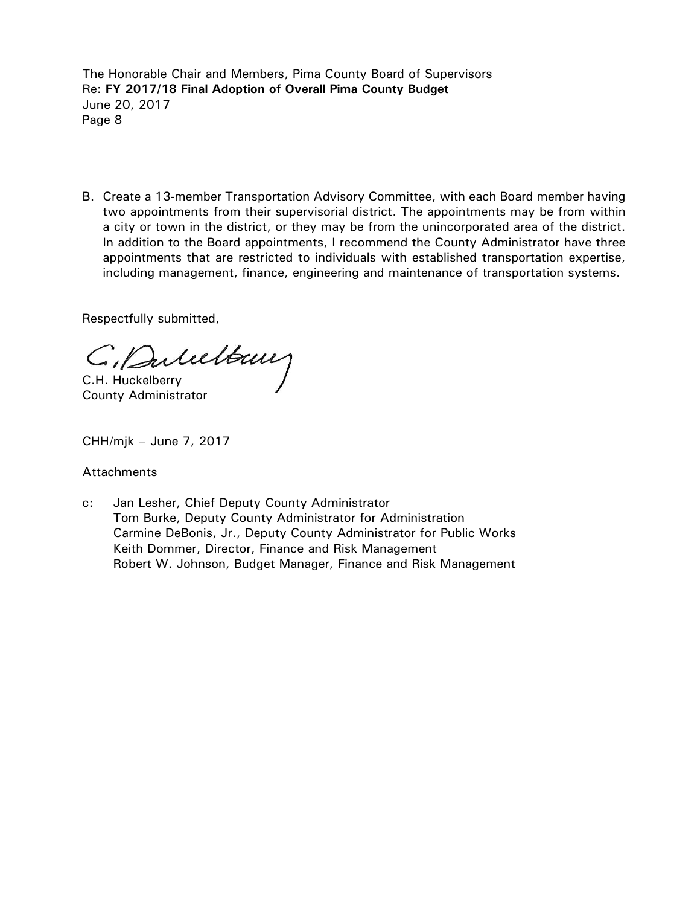B. Create a 13-member Transportation Advisory Committee, with each Board member having two appointments from their supervisorial district. The appointments may be from within a city or town in the district, or they may be from the unincorporated area of the district. In addition to the Board appointments, I recommend the County Administrator have three appointments that are restricted to individuals with established transportation expertise, including management, finance, engineering and maintenance of transportation systems.

Respectfully submitted,

C.H. Huckelberry
County Administrator

CHH/mjk – June 7, 2017

Attachments

c: Jan Lesher, Chief Deputy County Administrator
Tom Burke, Deputy County Administrator for Administration
Carmine DeBonis, Jr., Deputy County Administrator for Public Works
Keith Dommer, Director, Finance and Risk Management
Robert W. Johnson, Budget Manager, Finance and Risk Management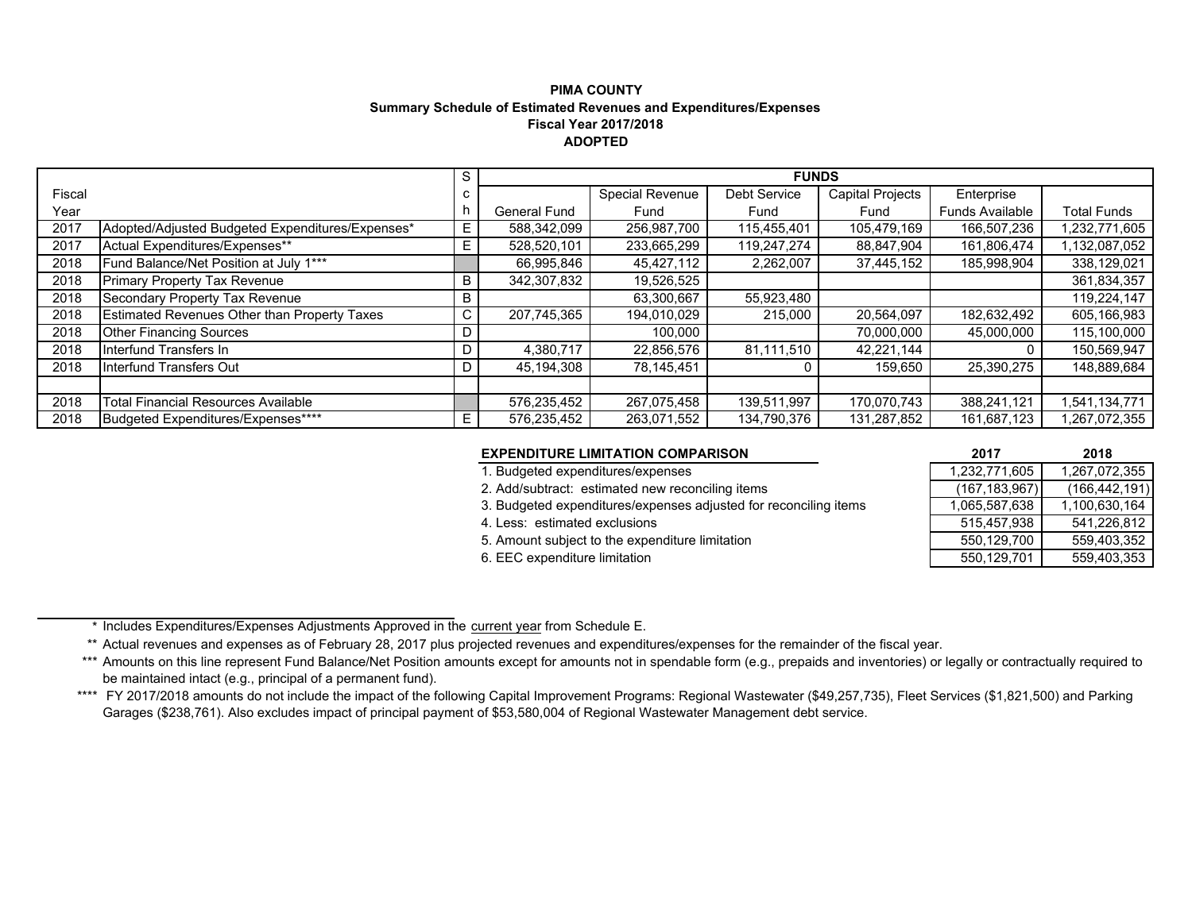**PIMA COUNTY**
**Summary Schedule of Estimated Revenues and Expenditures/Expenses**
**Fiscal Year 2017/2018**
**ADOPTED**

| Fiscal Year | | Sch | General Fund | Special Revenue Fund | Debt Service Fund | Capital Projects Fund | Enterprise Funds Available | Total Funds |
|---|---|---|---|---|---|---|---|---|
| 2017 | Adopted/Adjusted Budgeted Expenditures/Expenses* | E | 588,342,099 | 256,987,700 | 115,455,401 | 105,479,169 | 166,507,236 | 1,232,771,605 |
| 2017 | Actual Expenditures/Expenses** | E | 528,520,101 | 233,665,299 | 119,247,274 | 88,847,904 | 161,806,474 | 1,132,087,052 |
| 2018 | Fund Balance/Net Position at July 1*** | | 66,995,846 | 45,427,112 | 2,262,007 | 37,445,152 | 185,998,904 | 338,129,021 |
| 2018 | Primary Property Tax Revenue | B | 342,307,832 | 19,526,525 | | | | 361,834,357 |
| 2018 | Secondary Property Tax Revenue | B | | 63,300,667 | 55,923,480 | | | 119,224,147 |
| 2018 | Estimated Revenues Other than Property Taxes | C | 207,745,365 | 194,010,029 | 215,000 | 20,564,097 | 182,632,492 | 605,166,983 |
| 2018 | Other Financing Sources | D | | 100,000 | | 70,000,000 | 45,000,000 | 115,100,000 |
| 2018 | Interfund Transfers In | D | 4,380,717 | 22,856,576 | 81,111,510 | 42,221,144 | 0 | 150,569,947 |
| 2018 | Interfund Transfers Out | D | 45,194,308 | 78,145,451 | 0 | 159,650 | 25,390,275 | 148,889,684 |
| | | | | | | | | |
| 2018 | Total Financial Resources Available | | 576,235,452 | 267,075,458 | 139,511,997 | 170,070,743 | 388,241,121 | 1,541,134,771 |
| 2018 | Budgeted Expenditures/Expenses**** | E | 576,235,452 | 263,071,552 | 134,790,376 | 131,287,852 | 161,687,123 | 1,267,072,355 |

| **EXPENDITURE LIMITATION COMPARISON** | **2017** | **2018** |
|---|---|---|
| 1. Budgeted expenditures/expenses | 1,232,771,605 | 1,267,072,355 |
| 2. Add/subtract: estimated new reconciling items | (167,183,967) | (166,442,191) |
| 3. Budgeted expenditures/expenses adjusted for reconciling items | 1,065,587,638 | 1,100,630,164 |
| 4. Less: estimated exclusions | 515,457,938 | 541,226,812 |
| 5. Amount subject to the expenditure limitation | 550,129,700 | 559,403,352 |
| 6. EEC expenditure limitation | 550,129,701 | 559,403,353 |

\* Includes Expenditures/Expenses Adjustments Approved in the current year from Schedule E.

** Actual revenues and expenses as of February 28, 2017 plus projected revenues and expenditures/expenses for the remainder of the fiscal year.

*** Amounts on this line represent Fund Balance/Net Position amounts except for amounts not in spendable form (e.g., prepaids and inventories) or legally or contractually required to be maintained intact (e.g., principal of a permanent fund).

**** FY 2017/2018 amounts do not include the impact of the following Capital Improvement Programs: Regional Wastewater ($49,257,735), Fleet Services ($1,821,500) and Parking Garages ($238,761). Also excludes impact of principal payment of $53,580,004 of Regional Wastewater Management debt service.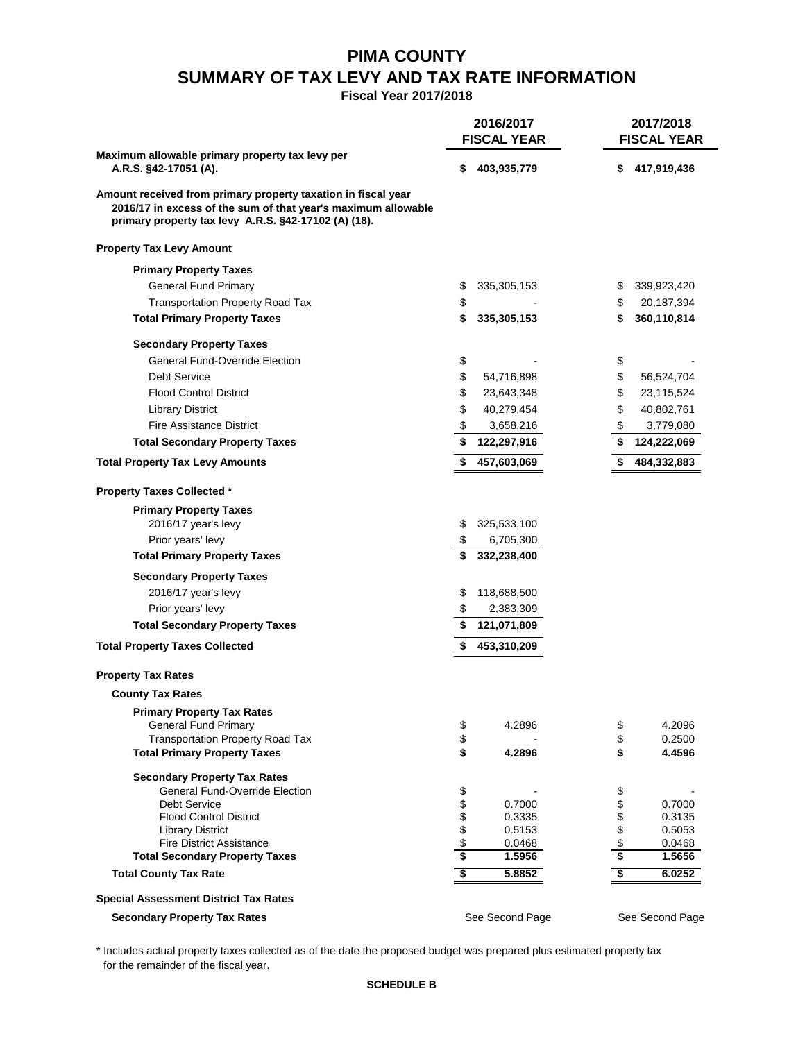# PIMA COUNTY
## SUMMARY OF TAX LEVY AND TAX RATE INFORMATION
**Fiscal Year 2017/2018**

| | 2016/2017 FISCAL YEAR | 2017/2018 FISCAL YEAR |
|---|---|---|
| **Maximum allowable primary property tax levy per A.R.S. §42-17051 (A).** | **$ 403,935,779** | **$ 417,919,436** |
| **Amount received from primary property taxation in fiscal year 2016/17 in excess of the sum of that year's maximum allowable primary property tax levy A.R.S. §42-17102 (A) (18).** | | |
| **Property Tax Levy Amount** | | |
| **Primary Property Taxes** | | |
| General Fund Primary | $ 335,305,153 | $ 339,923,420 |
| Transportation Property Road Tax | $ - | $ 20,187,394 |
| **Total Primary Property Taxes** | **$ 335,305,153** | **$ 360,110,814** |
| **Secondary Property Taxes** | | |
| General Fund-Override Election | $ - | $ - |
| Debt Service | $ 54,716,898 | $ 56,524,704 |
| Flood Control District | $ 23,643,348 | $ 23,115,524 |
| Library District | $ 40,279,454 | $ 40,802,761 |
| Fire Assistance District | $ 3,658,216 | $ 3,779,080 |
| **Total Secondary Property Taxes** | **$ 122,297,916** | **$ 124,222,069** |
| **Total Property Tax Levy Amounts** | **$ 457,603,069** | **$ 484,332,883** |
| **Property Taxes Collected *** | | |
| **Primary Property Taxes** | | |
| 2016/17 year's levy | $ 325,533,100 | |
| Prior years' levy | $ 6,705,300 | |
| **Total Primary Property Taxes** | **$ 332,238,400** | |
| **Secondary Property Taxes** | | |
| 2016/17 year's levy | $ 118,688,500 | |
| Prior years' levy | $ 2,383,309 | |
| **Total Secondary Property Taxes** | **$ 121,071,809** | |
| **Total Property Taxes Collected** | **$ 453,310,209** | |
| **Property Tax Rates** | | |
| **County Tax Rates** | | |
| **Primary Property Tax Rates** | | |
| General Fund Primary | $ 4.2896 | $ 4.2096 |
| Transportation Property Road Tax | $ - | $ 0.2500 |
| **Total Primary Property Taxes** | **$ 4.2896** | **$ 4.4596** |
| **Secondary Property Tax Rates** | | |
| General Fund-Override Election | $ - | $ - |
| Debt Service | $ 0.7000 | $ 0.7000 |
| Flood Control District | $ 0.3335 | $ 0.3135 |
| Library District | $ 0.5153 | $ 0.5053 |
| Fire District Assistance | $ 0.0468 | $ 0.0468 |
| **Total Secondary Property Taxes** | **$ 1.5956** | **$ 1.5656** |
| **Total County Tax Rate** | **$ 5.8852** | **$ 6.0252** |
| **Special Assessment District Tax Rates** | | |
| **Secondary Property Tax Rates** | See Second Page | See Second Page |

\* Includes actual property taxes collected as of the date the proposed budget was prepared plus estimated property tax for the remainder of the fiscal year.

**SCHEDULE B**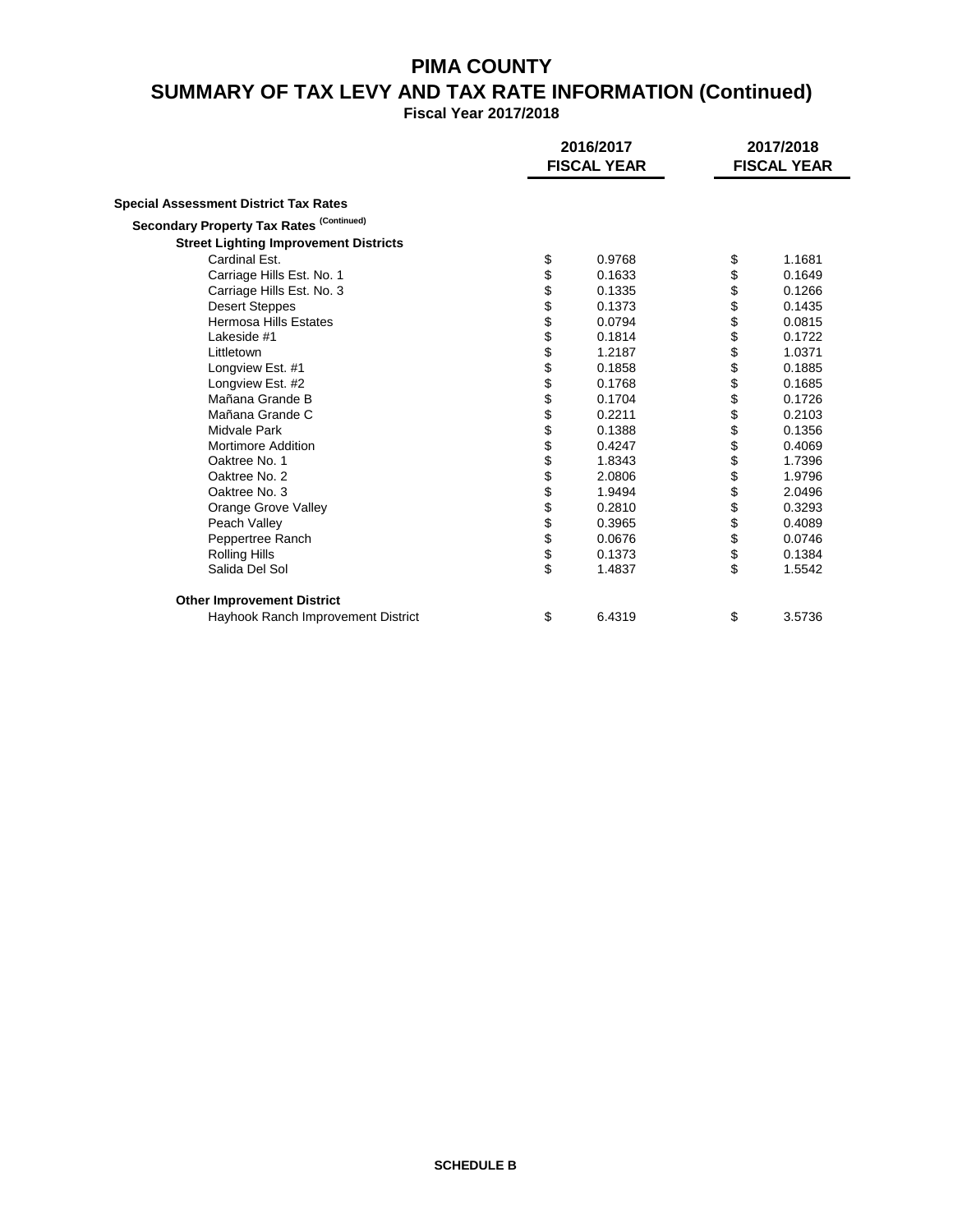# PIMA COUNTY
## SUMMARY OF TAX LEVY AND TAX RATE INFORMATION (Continued)
### Fiscal Year 2017/2018

| | 2016/2017 FISCAL YEAR | 2017/2018 FISCAL YEAR |
|---|---|---|
| **Special Assessment District Tax Rates** | | |
| **Secondary Property Tax Rates (Continued)** | | |
| **Street Lighting Improvement Districts** | | |
| Cardinal Est. | $ 0.9768 | $ 1.1681 |
| Carriage Hills Est. No. 1 | $ 0.1633 | $ 0.1649 |
| Carriage Hills Est. No. 3 | $ 0.1335 | $ 0.1266 |
| Desert Steppes | $ 0.1373 | $ 0.1435 |
| Hermosa Hills Estates | $ 0.0794 | $ 0.0815 |
| Lakeside #1 | $ 0.1814 | $ 0.1722 |
| Littletown | $ 1.2187 | $ 1.0371 |
| Longview Est. #1 | $ 0.1858 | $ 0.1885 |
| Longview Est. #2 | $ 0.1768 | $ 0.1685 |
| Mañana Grande B | $ 0.1704 | $ 0.1726 |
| Mañana Grande C | $ 0.2211 | $ 0.2103 |
| Midvale Park | $ 0.1388 | $ 0.1356 |
| Mortimore Addition | $ 0.4247 | $ 0.4069 |
| Oaktree No. 1 | $ 1.8343 | $ 1.7396 |
| Oaktree No. 2 | $ 2.0806 | $ 1.9796 |
| Oaktree No. 3 | $ 1.9494 | $ 2.0496 |
| Orange Grove Valley | $ 0.2810 | $ 0.3293 |
| Peach Valley | $ 0.3965 | $ 0.4089 |
| Peppertree Ranch | $ 0.0676 | $ 0.0746 |
| Rolling Hills | $ 0.1373 | $ 0.1384 |
| Salida Del Sol | $ 1.4837 | $ 1.5542 |
| **Other Improvement District** | | |
| Hayhook Ranch Improvement District | $ 6.4319 | $ 3.5736 |

SCHEDULE B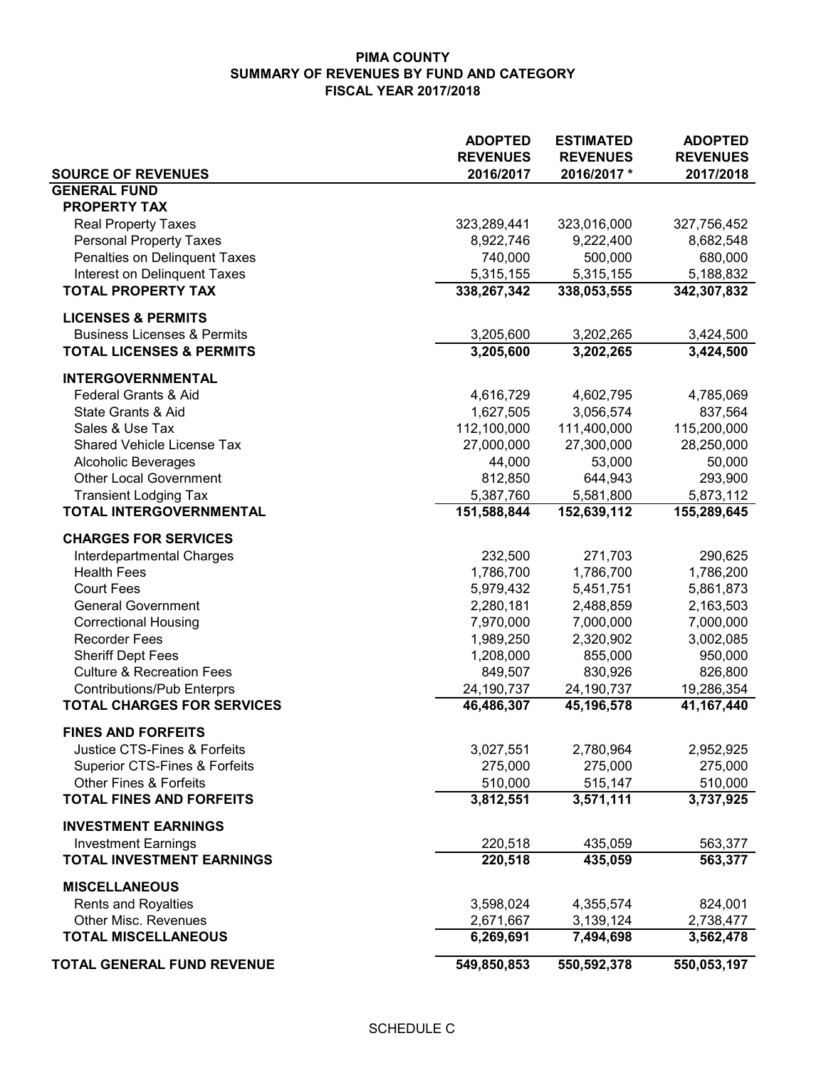# PIMA COUNTY
## SUMMARY OF REVENUES BY FUND AND CATEGORY
## FISCAL YEAR 2017/2018

| SOURCE OF REVENUES | ADOPTED REVENUES 2016/2017 | ESTIMATED REVENUES 2016/2017 * | ADOPTED REVENUES 2017/2018 |
|---|---|---|---|
| **GENERAL FUND** | | | |
| **PROPERTY TAX** | | | |
| Real Property Taxes | 323,289,441 | 323,016,000 | 327,756,452 |
| Personal Property Taxes | 8,922,746 | 9,222,400 | 8,682,548 |
| Penalties on Delinquent Taxes | 740,000 | 500,000 | 680,000 |
| Interest on Delinquent Taxes | 5,315,155 | 5,315,155 | 5,188,832 |
| **TOTAL PROPERTY TAX** | **338,267,342** | **338,053,555** | **342,307,832** |
| **LICENSES & PERMITS** | | | |
| Business Licenses & Permits | 3,205,600 | 3,202,265 | 3,424,500 |
| **TOTAL LICENSES & PERMITS** | **3,205,600** | **3,202,265** | **3,424,500** |
| **INTERGOVERNMENTAL** | | | |
| Federal Grants & Aid | 4,616,729 | 4,602,795 | 4,785,069 |
| State Grants & Aid | 1,627,505 | 3,056,574 | 837,564 |
| Sales & Use Tax | 112,100,000 | 111,400,000 | 115,200,000 |
| Shared Vehicle License Tax | 27,000,000 | 27,300,000 | 28,250,000 |
| Alcoholic Beverages | 44,000 | 53,000 | 50,000 |
| Other Local Government | 812,850 | 644,943 | 293,900 |
| Transient Lodging Tax | 5,387,760 | 5,581,800 | 5,873,112 |
| **TOTAL INTERGOVERNMENTAL** | **151,588,844** | **152,639,112** | **155,289,645** |
| **CHARGES FOR SERVICES** | | | |
| Interdepartmental Charges | 232,500 | 271,703 | 290,625 |
| Health Fees | 1,786,700 | 1,786,700 | 1,786,200 |
| Court Fees | 5,979,432 | 5,451,751 | 5,861,873 |
| General Government | 2,280,181 | 2,488,859 | 2,163,503 |
| Correctional Housing | 7,970,000 | 7,000,000 | 7,000,000 |
| Recorder Fees | 1,989,250 | 2,320,902 | 3,002,085 |
| Sheriff Dept Fees | 1,208,000 | 855,000 | 950,000 |
| Culture & Recreation Fees | 849,507 | 830,926 | 826,800 |
| Contributions/Pub Enterprs | 24,190,737 | 24,190,737 | 19,286,354 |
| **TOTAL CHARGES FOR SERVICES** | **46,486,307** | **45,196,578** | **41,167,440** |
| **FINES AND FORFEITS** | | | |
| Justice CTS-Fines & Forfeits | 3,027,551 | 2,780,964 | 2,952,925 |
| Superior CTS-Fines & Forfeits | 275,000 | 275,000 | 275,000 |
| Other Fines & Forfeits | 510,000 | 515,147 | 510,000 |
| **TOTAL FINES AND FORFEITS** | **3,812,551** | **3,571,111** | **3,737,925** |
| **INVESTMENT EARNINGS** | | | |
| Investment Earnings | 220,518 | 435,059 | 563,377 |
| **TOTAL INVESTMENT EARNINGS** | **220,518** | **435,059** | **563,377** |
| **MISCELLANEOUS** | | | |
| Rents and Royalties | 3,598,024 | 4,355,574 | 824,001 |
| Other Misc. Revenues | 2,671,667 | 3,139,124 | 2,738,477 |
| **TOTAL MISCELLANEOUS** | **6,269,691** | **7,494,698** | **3,562,478** |
| **TOTAL GENERAL FUND REVENUE** | **549,850,853** | **550,592,378** | **550,053,197** |

SCHEDULE C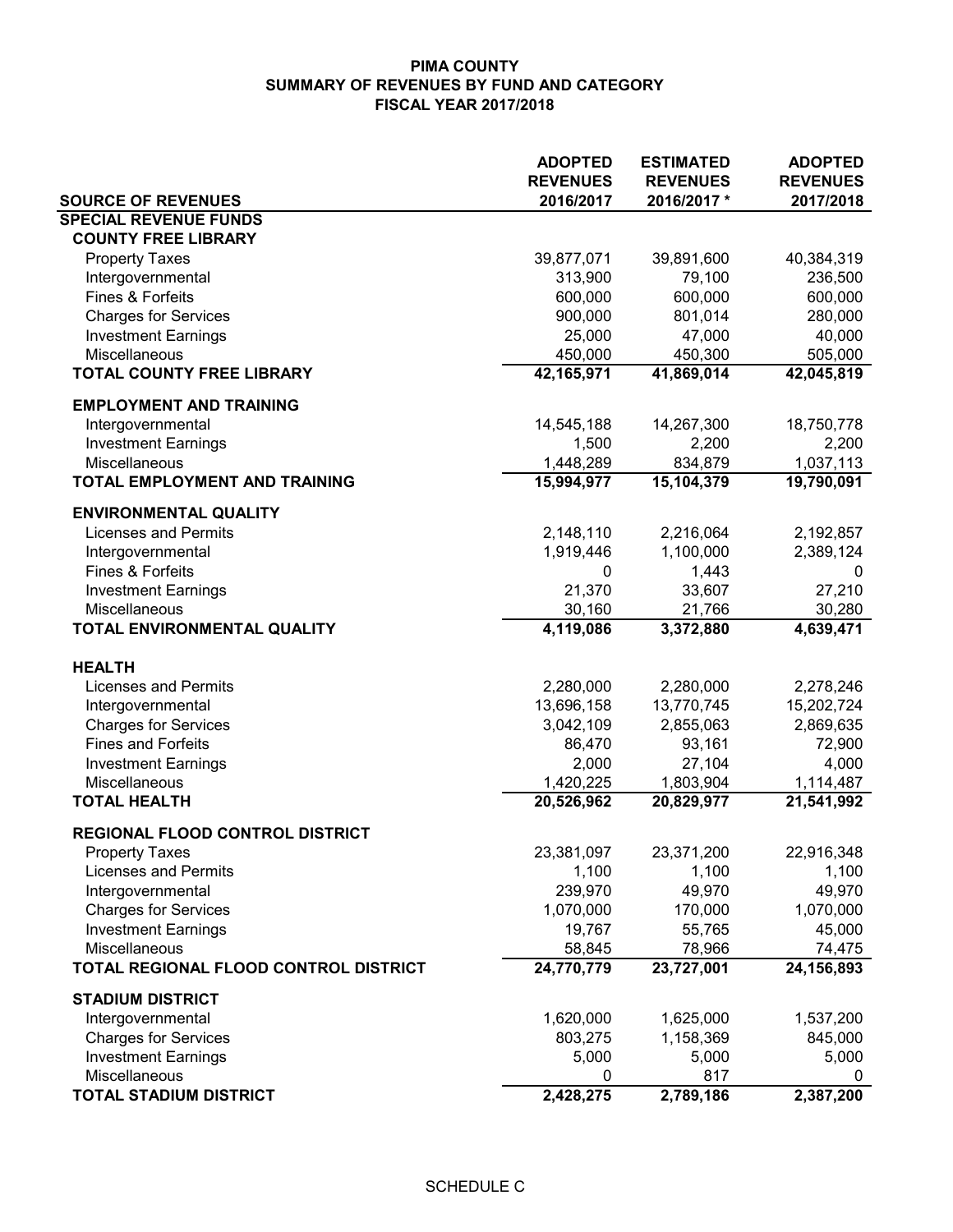# PIMA COUNTY
## SUMMARY OF REVENUES BY FUND AND CATEGORY
## FISCAL YEAR 2017/2018

| SOURCE OF REVENUES | ADOPTED REVENUES 2016/2017 | ESTIMATED REVENUES 2016/2017 * | ADOPTED REVENUES 2017/2018 |
|---|---|---|---|
| **SPECIAL REVENUE FUNDS** | | | |
| **COUNTY FREE LIBRARY** | | | |
| Property Taxes | 39,877,071 | 39,891,600 | 40,384,319 |
| Intergovernmental | 313,900 | 79,100 | 236,500 |
| Fines & Forfeits | 600,000 | 600,000 | 600,000 |
| Charges for Services | 900,000 | 801,014 | 280,000 |
| Investment Earnings | 25,000 | 47,000 | 40,000 |
| Miscellaneous | 450,000 | 450,300 | 505,000 |
| **TOTAL COUNTY FREE LIBRARY** | **42,165,971** | **41,869,014** | **42,045,819** |
| **EMPLOYMENT AND TRAINING** | | | |
| Intergovernmental | 14,545,188 | 14,267,300 | 18,750,778 |
| Investment Earnings | 1,500 | 2,200 | 2,200 |
| Miscellaneous | 1,448,289 | 834,879 | 1,037,113 |
| **TOTAL EMPLOYMENT AND TRAINING** | **15,994,977** | **15,104,379** | **19,790,091** |
| **ENVIRONMENTAL QUALITY** | | | |
| Licenses and Permits | 2,148,110 | 2,216,064 | 2,192,857 |
| Intergovernmental | 1,919,446 | 1,100,000 | 2,389,124 |
| Fines & Forfeits | 0 | 1,443 | 0 |
| Investment Earnings | 21,370 | 33,607 | 27,210 |
| Miscellaneous | 30,160 | 21,766 | 30,280 |
| **TOTAL ENVIRONMENTAL QUALITY** | **4,119,086** | **3,372,880** | **4,639,471** |
| **HEALTH** | | | |
| Licenses and Permits | 2,280,000 | 2,280,000 | 2,278,246 |
| Intergovernmental | 13,696,158 | 13,770,745 | 15,202,724 |
| Charges for Services | 3,042,109 | 2,855,063 | 2,869,635 |
| Fines and Forfeits | 86,470 | 93,161 | 72,900 |
| Investment Earnings | 2,000 | 27,104 | 4,000 |
| Miscellaneous | 1,420,225 | 1,803,904 | 1,114,487 |
| **TOTAL HEALTH** | **20,526,962** | **20,829,977** | **21,541,992** |
| **REGIONAL FLOOD CONTROL DISTRICT** | | | |
| Property Taxes | 23,381,097 | 23,371,200 | 22,916,348 |
| Licenses and Permits | 1,100 | 1,100 | 1,100 |
| Intergovernmental | 239,970 | 49,970 | 49,970 |
| Charges for Services | 1,070,000 | 170,000 | 1,070,000 |
| Investment Earnings | 19,767 | 55,765 | 45,000 |
| Miscellaneous | 58,845 | 78,966 | 74,475 |
| **TOTAL REGIONAL FLOOD CONTROL DISTRICT** | **24,770,779** | **23,727,001** | **24,156,893** |
| **STADIUM DISTRICT** | | | |
| Intergovernmental | 1,620,000 | 1,625,000 | 1,537,200 |
| Charges for Services | 803,275 | 1,158,369 | 845,000 |
| Investment Earnings | 5,000 | 5,000 | 5,000 |
| Miscellaneous | 0 | 817 | 0 |
| **TOTAL STADIUM DISTRICT** | **2,428,275** | **2,789,186** | **2,387,200** |

SCHEDULE C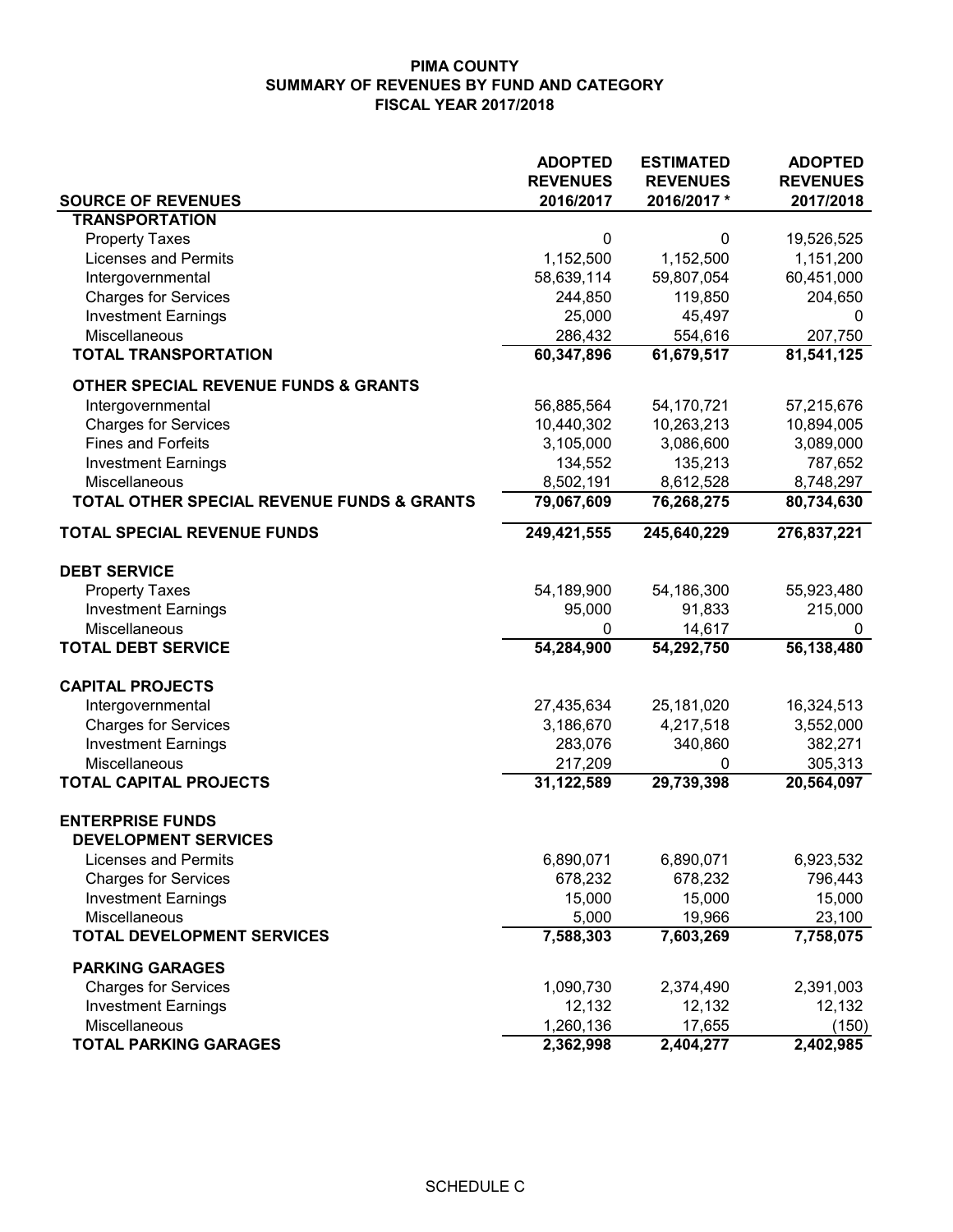**PIMA COUNTY**
**SUMMARY OF REVENUES BY FUND AND CATEGORY**
**FISCAL YEAR 2017/2018**

| SOURCE OF REVENUES | ADOPTED REVENUES 2016/2017 | ESTIMATED REVENUES 2016/2017 * | ADOPTED REVENUES 2017/2018 |
|---|---|---|---|
| **TRANSPORTATION** | | | |
| Property Taxes | 0 | 0 | 19,526,525 |
| Licenses and Permits | 1,152,500 | 1,152,500 | 1,151,200 |
| Intergovernmental | 58,639,114 | 59,807,054 | 60,451,000 |
| Charges for Services | 244,850 | 119,850 | 204,650 |
| Investment Earnings | 25,000 | 45,497 | 0 |
| Miscellaneous | 286,432 | 554,616 | 207,750 |
| **TOTAL TRANSPORTATION** | **60,347,896** | **61,679,517** | **81,541,125** |
| **OTHER SPECIAL REVENUE FUNDS & GRANTS** | | | |
| Intergovernmental | 56,885,564 | 54,170,721 | 57,215,676 |
| Charges for Services | 10,440,302 | 10,263,213 | 10,894,005 |
| Fines and Forfeits | 3,105,000 | 3,086,600 | 3,089,000 |
| Investment Earnings | 134,552 | 135,213 | 787,652 |
| Miscellaneous | 8,502,191 | 8,612,528 | 8,748,297 |
| **TOTAL OTHER SPECIAL REVENUE FUNDS & GRANTS** | **79,067,609** | **76,268,275** | **80,734,630** |
| **TOTAL SPECIAL REVENUE FUNDS** | **249,421,555** | **245,640,229** | **276,837,221** |
| **DEBT SERVICE** | | | |
| Property Taxes | 54,189,900 | 54,186,300 | 55,923,480 |
| Investment Earnings | 95,000 | 91,833 | 215,000 |
| Miscellaneous | 0 | 14,617 | 0 |
| **TOTAL DEBT SERVICE** | **54,284,900** | **54,292,750** | **56,138,480** |
| **CAPITAL PROJECTS** | | | |
| Intergovernmental | 27,435,634 | 25,181,020 | 16,324,513 |
| Charges for Services | 3,186,670 | 4,217,518 | 3,552,000 |
| Investment Earnings | 283,076 | 340,860 | 382,271 |
| Miscellaneous | 217,209 | 0 | 305,313 |
| **TOTAL CAPITAL PROJECTS** | **31,122,589** | **29,739,398** | **20,564,097** |
| **ENTERPRISE FUNDS** | | | |
| **DEVELOPMENT SERVICES** | | | |
| Licenses and Permits | 6,890,071 | 6,890,071 | 6,923,532 |
| Charges for Services | 678,232 | 678,232 | 796,443 |
| Investment Earnings | 15,000 | 15,000 | 15,000 |
| Miscellaneous | 5,000 | 19,966 | 23,100 |
| **TOTAL DEVELOPMENT SERVICES** | **7,588,303** | **7,603,269** | **7,758,075** |
| **PARKING GARAGES** | | | |
| Charges for Services | 1,090,730 | 2,374,490 | 2,391,003 |
| Investment Earnings | 12,132 | 12,132 | 12,132 |
| Miscellaneous | 1,260,136 | 17,655 | (150) |
| **TOTAL PARKING GARAGES** | **2,362,998** | **2,404,277** | **2,402,985** |

SCHEDULE C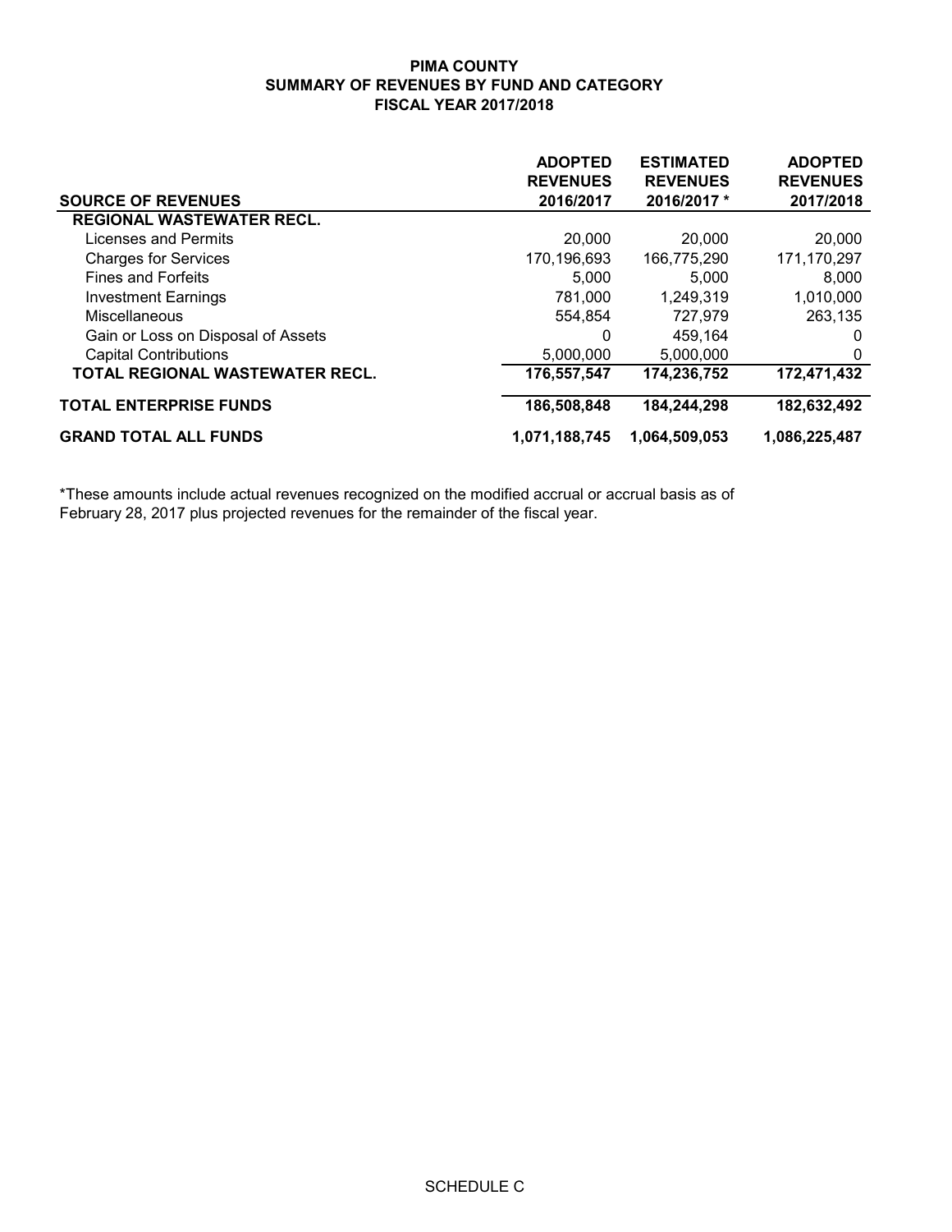# PIMA COUNTY
## SUMMARY OF REVENUES BY FUND AND CATEGORY
## FISCAL YEAR 2017/2018

| SOURCE OF REVENUES | ADOPTED REVENUES 2016/2017 | ESTIMATED REVENUES 2016/2017 * | ADOPTED REVENUES 2017/2018 |
|---|---|---|---|
| **REGIONAL WASTEWATER RECL.** | | | |
| Licenses and Permits | 20,000 | 20,000 | 20,000 |
| Charges for Services | 170,196,693 | 166,775,290 | 171,170,297 |
| Fines and Forfeits | 5,000 | 5,000 | 8,000 |
| Investment Earnings | 781,000 | 1,249,319 | 1,010,000 |
| Miscellaneous | 554,854 | 727,979 | 263,135 |
| Gain or Loss on Disposal of Assets | 0 | 459,164 | 0 |
| Capital Contributions | 5,000,000 | 5,000,000 | 0 |
| **TOTAL REGIONAL WASTEWATER RECL.** | **176,557,547** | **174,236,752** | **172,471,432** |
| **TOTAL ENTERPRISE FUNDS** | **186,508,848** | **184,244,298** | **182,632,492** |
| **GRAND TOTAL ALL FUNDS** | **1,071,188,745** | **1,064,509,053** | **1,086,225,487** |

*These amounts include actual revenues recognized on the modified accrual or accrual basis as of February 28, 2017 plus projected revenues for the remainder of the fiscal year.

SCHEDULE C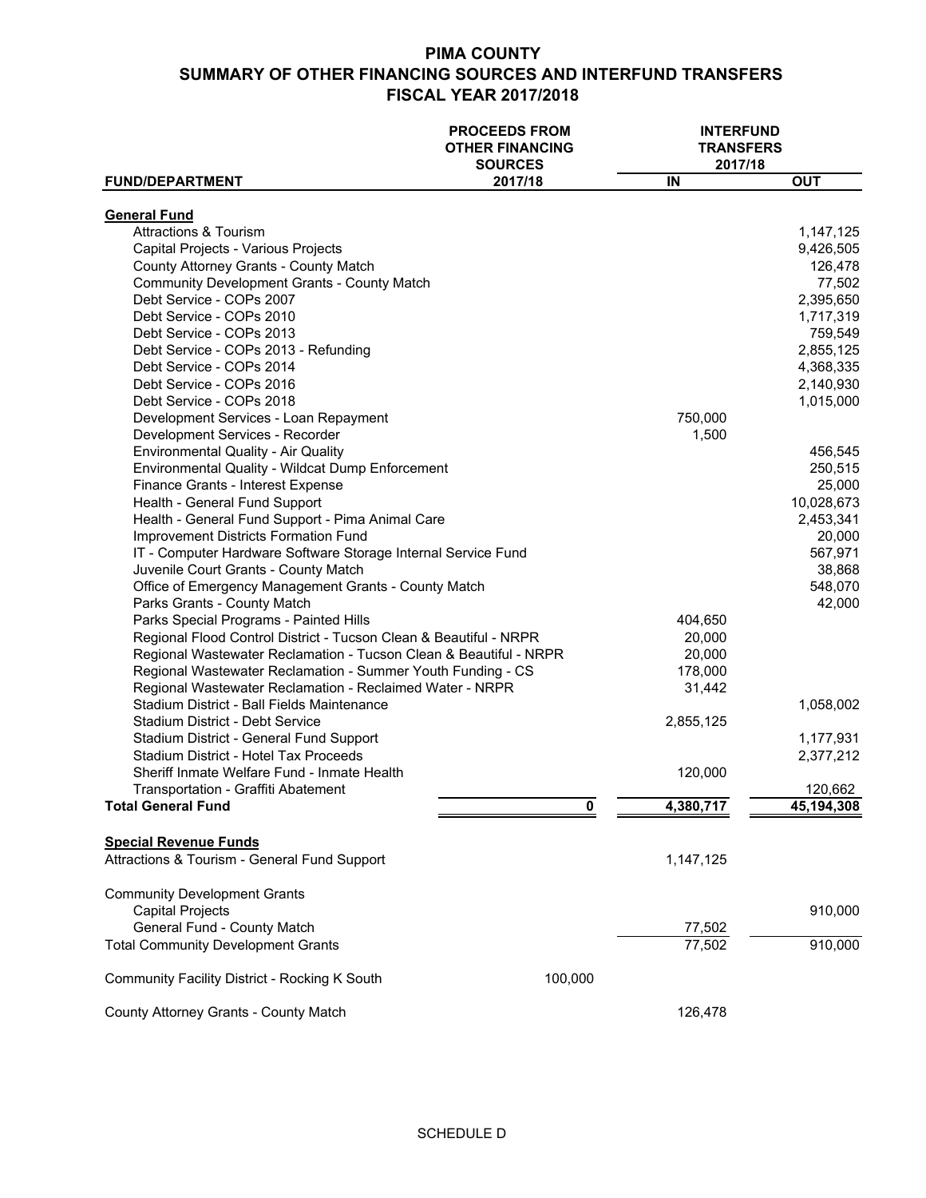# PIMA COUNTY
## SUMMARY OF OTHER FINANCING SOURCES AND INTERFUND TRANSFERS
### FISCAL YEAR 2017/2018

| FUND/DEPARTMENT | PROCEEDS FROM OTHER FINANCING SOURCES 2017/18 | INTERFUND TRANSFERS 2017/18 IN | OUT |
|---|---|---|---|
| **General Fund** | | | |
| Attractions & Tourism | | | 1,147,125 |
| Capital Projects - Various Projects | | | 9,426,505 |
| County Attorney Grants - County Match | | | 126,478 |
| Community Development Grants - County Match | | | 77,502 |
| Debt Service - COPs 2007 | | | 2,395,650 |
| Debt Service - COPs 2010 | | | 1,717,319 |
| Debt Service - COPs 2013 | | | 759,549 |
| Debt Service - COPs 2013 - Refunding | | | 2,855,125 |
| Debt Service - COPs 2014 | | | 4,368,335 |
| Debt Service - COPs 2016 | | | 2,140,930 |
| Debt Service - COPs 2018 | | | 1,015,000 |
| Development Services - Loan Repayment | | 750,000 | |
| Development Services - Recorder | | 1,500 | |
| Environmental Quality - Air Quality | | | 456,545 |
| Environmental Quality - Wildcat Dump Enforcement | | | 250,515 |
| Finance Grants - Interest Expense | | | 25,000 |
| Health - General Fund Support | | | 10,028,673 |
| Health - General Fund Support - Pima Animal Care | | | 2,453,341 |
| Improvement Districts Formation Fund | | | 20,000 |
| IT - Computer Hardware Software Storage Internal Service Fund | | | 567,971 |
| Juvenile Court Grants - County Match | | | 38,868 |
| Office of Emergency Management Grants - County Match | | | 548,070 |
| Parks Grants - County Match | | | 42,000 |
| Parks Special Programs - Painted Hills | | 404,650 | |
| Regional Flood Control District - Tucson Clean & Beautiful - NRPR | | 20,000 | |
| Regional Wastewater Reclamation - Tucson Clean & Beautiful - NRPR | | 20,000 | |
| Regional Wastewater Reclamation - Summer Youth Funding - CS | | 178,000 | |
| Regional Wastewater Reclamation - Reclaimed Water - NRPR | | 31,442 | |
| Stadium District - Ball Fields Maintenance | | | 1,058,002 |
| Stadium District - Debt Service | | 2,855,125 | |
| Stadium District - General Fund Support | | | 1,177,931 |
| Stadium District - Hotel Tax Proceeds | | | 2,377,212 |
| Sheriff Inmate Welfare Fund - Inmate Health | | 120,000 | |
| Transportation - Graffiti Abatement | | | 120,662 |
| **Total General Fund** | **0** | **4,380,717** | **45,194,308** |
| **Special Revenue Funds** | | | |
| Attractions & Tourism - General Fund Support | | 1,147,125 | |
| Community Development Grants | | | |
| Capital Projects | | | 910,000 |
| General Fund - County Match | | 77,502 | |
| Total Community Development Grants | | 77,502 | 910,000 |
| Community Facility District - Rocking K South | 100,000 | | |
| County Attorney Grants - County Match | | 126,478 | |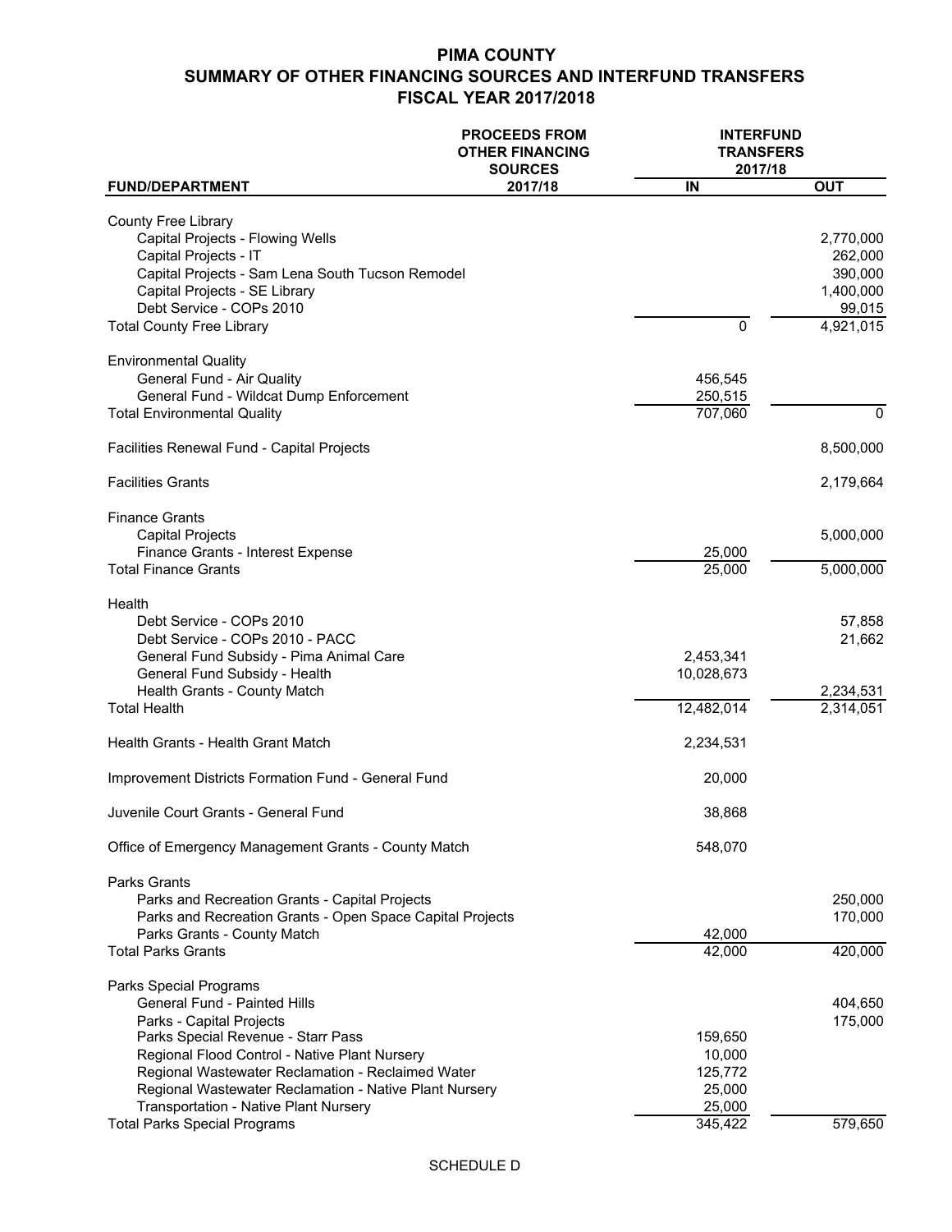# PIMA COUNTY
## SUMMARY OF OTHER FINANCING SOURCES AND INTERFUND TRANSFERS
## FISCAL YEAR 2017/2018

| FUND/DEPARTMENT | PROCEEDS FROM OTHER FINANCING SOURCES 2017/18 | INTERFUND TRANSFERS 2017/18 IN | INTERFUND TRANSFERS 2017/18 OUT |
|---|---|---|---|
| County Free Library | | | |
| Capital Projects - Flowing Wells | | | 2,770,000 |
| Capital Projects - IT | | | 262,000 |
| Capital Projects - Sam Lena South Tucson Remodel | | | 390,000 |
| Capital Projects - SE Library | | | 1,400,000 |
| Debt Service - COPs 2010 | | | 99,015 |
| Total County Free Library | | 0 | 4,921,015 |
| Environmental Quality | | | |
| General Fund - Air Quality | | 456,545 | |
| General Fund - Wildcat Dump Enforcement | | 250,515 | |
| Total Environmental Quality | | 707,060 | 0 |
| Facilities Renewal Fund - Capital Projects | | | 8,500,000 |
| Facilities Grants | | | 2,179,664 |
| Finance Grants | | | |
| Capital Projects | | | 5,000,000 |
| Finance Grants - Interest Expense | | 25,000 | |
| Total Finance Grants | | 25,000 | 5,000,000 |
| Health | | | |
| Debt Service - COPs 2010 | | | 57,858 |
| Debt Service - COPs 2010 - PACC | | | 21,662 |
| General Fund Subsidy - Pima Animal Care | | 2,453,341 | |
| General Fund Subsidy - Health | | 10,028,673 | |
| Health Grants - County Match | | | 2,234,531 |
| Total Health | | 12,482,014 | 2,314,051 |
| Health Grants - Health Grant Match | | 2,234,531 | |
| Improvement Districts Formation Fund - General Fund | | 20,000 | |
| Juvenile Court Grants - General Fund | | 38,868 | |
| Office of Emergency Management Grants - County Match | | 548,070 | |
| Parks Grants | | | |
| Parks and Recreation Grants - Capital Projects | | | 250,000 |
| Parks and Recreation Grants - Open Space Capital Projects | | | 170,000 |
| Parks Grants - County Match | | 42,000 | |
| Total Parks Grants | | 42,000 | 420,000 |
| Parks Special Programs | | | |
| General Fund - Painted Hills | | | 404,650 |
| Parks - Capital Projects | | | 175,000 |
| Parks Special Revenue - Starr Pass | | 159,650 | |
| Regional Flood Control - Native Plant Nursery | | 10,000 | |
| Regional Wastewater Reclamation - Reclaimed Water | | 125,772 | |
| Regional Wastewater Reclamation - Native Plant Nursery | | 25,000 | |
| Transportation - Native Plant Nursery | | 25,000 | |
| Total Parks Special Programs | | 345,422 | 579,650 |

SCHEDULE D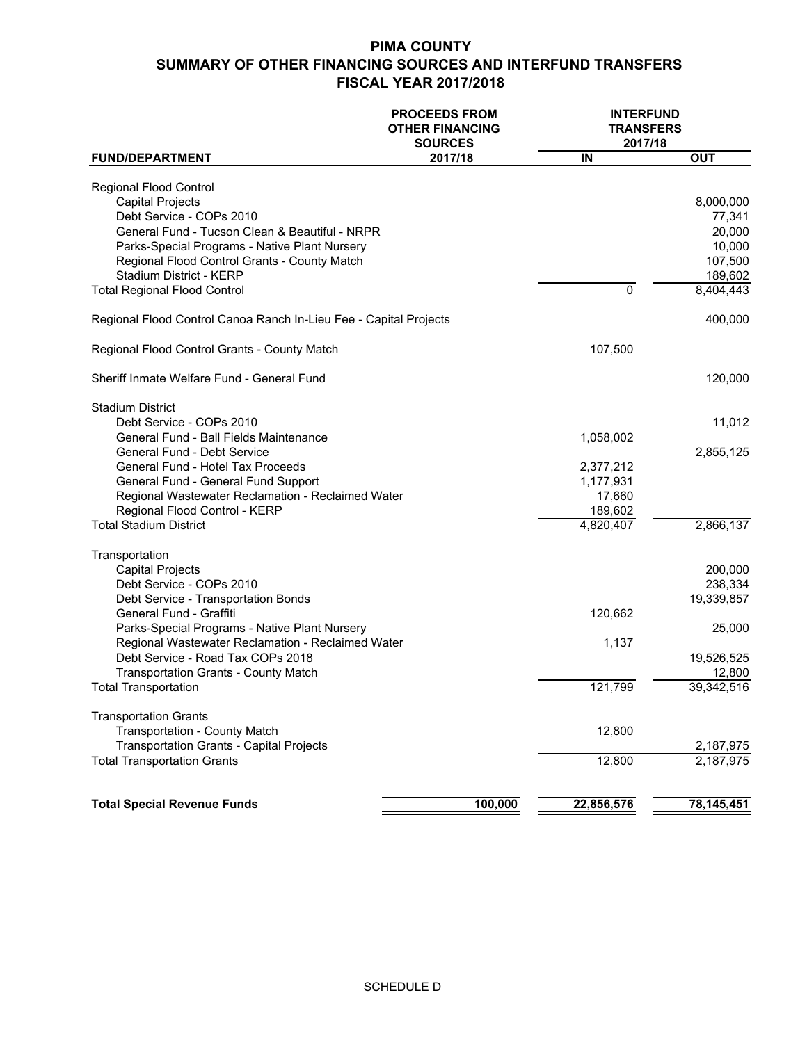# PIMA COUNTY
## SUMMARY OF OTHER FINANCING SOURCES AND INTERFUND TRANSFERS
### FISCAL YEAR 2017/2018

| FUND/DEPARTMENT | PROCEEDS FROM OTHER FINANCING SOURCES 2017/18 | INTERFUND TRANSFERS 2017/18 | |
|---|---|---|---|
| | | IN | OUT |
| Regional Flood Control | | | |
| Capital Projects | | | 8,000,000 |
| Debt Service - COPs 2010 | | | 77,341 |
| General Fund - Tucson Clean & Beautiful - NRPR | | | 20,000 |
| Parks-Special Programs - Native Plant Nursery | | | 10,000 |
| Regional Flood Control Grants - County Match | | | 107,500 |
| Stadium District - KERP | | | 189,602 |
| Total Regional Flood Control | | 0 | 8,404,443 |
| Regional Flood Control Canoa Ranch In-Lieu Fee - Capital Projects | | | 400,000 |
| Regional Flood Control Grants - County Match | | 107,500 | |
| Sheriff Inmate Welfare Fund - General Fund | | | 120,000 |
| Stadium District | | | |
| Debt Service - COPs 2010 | | | 11,012 |
| General Fund - Ball Fields Maintenance | | 1,058,002 | |
| General Fund - Debt Service | | | 2,855,125 |
| General Fund - Hotel Tax Proceeds | | 2,377,212 | |
| General Fund - General Fund Support | | 1,177,931 | |
| Regional Wastewater Reclamation - Reclaimed Water | | 17,660 | |
| Regional Flood Control - KERP | | 189,602 | |
| Total Stadium District | | 4,820,407 | 2,866,137 |
| Transportation | | | |
| Capital Projects | | | 200,000 |
| Debt Service - COPs 2010 | | | 238,334 |
| Debt Service - Transportation Bonds | | | 19,339,857 |
| General Fund - Graffiti | | 120,662 | |
| Parks-Special Programs - Native Plant Nursery | | | 25,000 |
| Regional Wastewater Reclamation - Reclaimed Water | | 1,137 | |
| Debt Service - Road Tax COPs 2018 | | | 19,526,525 |
| Transportation Grants - County Match | | | 12,800 |
| Total Transportation | | 121,799 | 39,342,516 |
| Transportation Grants | | | |
| Transportation - County Match | | 12,800 | |
| Transportation Grants - Capital Projects | | | 2,187,975 |
| Total Transportation Grants | | 12,800 | 2,187,975 |
| **Total Special Revenue Funds** | **100,000** | **22,856,576** | **78,145,451** |

SCHEDULE D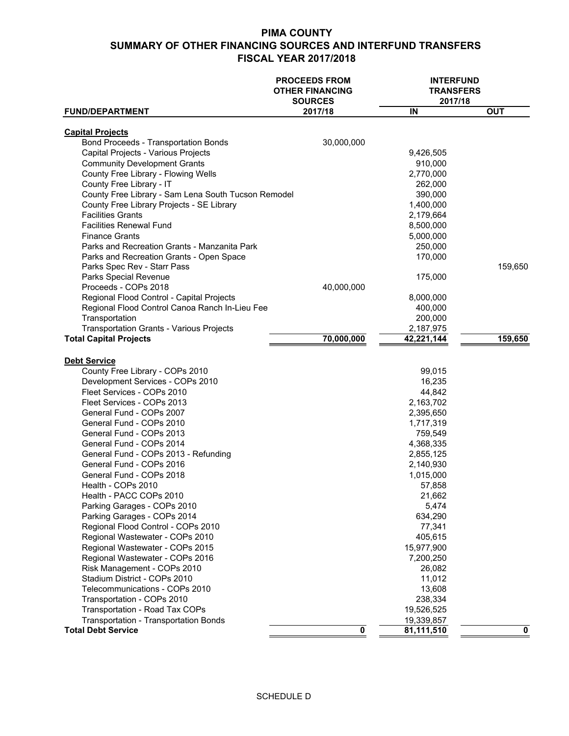# PIMA COUNTY
## SUMMARY OF OTHER FINANCING SOURCES AND INTERFUND TRANSFERS
## FISCAL YEAR 2017/2018

| FUND/DEPARTMENT | PROCEEDS FROM OTHER FINANCING SOURCES 2017/18 | INTERFUND TRANSFERS 2017/18 | |
|---|---|---|---|
| | | IN | OUT |
| **Capital Projects** | | | |
| Bond Proceeds - Transportation Bonds | 30,000,000 | | |
| Capital Projects - Various Projects | | 9,426,505 | |
| Community Development Grants | | 910,000 | |
| County Free Library - Flowing Wells | | 2,770,000 | |
| County Free Library - IT | | 262,000 | |
| County Free Library - Sam Lena South Tucson Remodel | | 390,000 | |
| County Free Library Projects - SE Library | | 1,400,000 | |
| Facilities Grants | | 2,179,664 | |
| Facilities Renewal Fund | | 8,500,000 | |
| Finance Grants | | 5,000,000 | |
| Parks and Recreation Grants - Manzanita Park | | 250,000 | |
| Parks and Recreation Grants - Open Space | | 170,000 | |
| Parks Spec Rev - Starr Pass | | | 159,650 |
| Parks Special Revenue | | 175,000 | |
| Proceeds - COPs 2018 | 40,000,000 | | |
| Regional Flood Control - Capital Projects | | 8,000,000 | |
| Regional Flood Control Canoa Ranch In-Lieu Fee | | 400,000 | |
| Transportation | | 200,000 | |
| Transportation Grants - Various Projects | | 2,187,975 | |
| **Total Capital Projects** | **70,000,000** | **42,221,144** | **159,650** |
| **Debt Service** | | | |
| County Free Library - COPs 2010 | | 99,015 | |
| Development Services - COPs 2010 | | 16,235 | |
| Fleet Services - COPs 2010 | | 44,842 | |
| Fleet Services - COPs 2013 | | 2,163,702 | |
| General Fund - COPs 2007 | | 2,395,650 | |
| General Fund - COPs 2010 | | 1,717,319 | |
| General Fund - COPs 2013 | | 759,549 | |
| General Fund - COPs 2014 | | 4,368,335 | |
| General Fund - COPs 2013 - Refunding | | 2,855,125 | |
| General Fund - COPs 2016 | | 2,140,930 | |
| General Fund - COPs 2018 | | 1,015,000 | |
| Health - COPs 2010 | | 57,858 | |
| Health - PACC COPs 2010 | | 21,662 | |
| Parking Garages - COPs 2010 | | 5,474 | |
| Parking Garages - COPs 2014 | | 634,290 | |
| Regional Flood Control - COPs 2010 | | 77,341 | |
| Regional Wastewater - COPs 2010 | | 405,615 | |
| Regional Wastewater - COPs 2015 | | 15,977,900 | |
| Regional Wastewater - COPs 2016 | | 7,200,250 | |
| Risk Management - COPs 2010 | | 26,082 | |
| Stadium District - COPs 2010 | | 11,012 | |
| Telecommunications - COPs 2010 | | 13,608 | |
| Transportation - COPs 2010 | | 238,334 | |
| Transportation - Road Tax COPs | | 19,526,525 | |
| Transportation - Transportation Bonds | | 19,339,857 | |
| **Total Debt Service** | **0** | **81,111,510** | **0** |

SCHEDULE D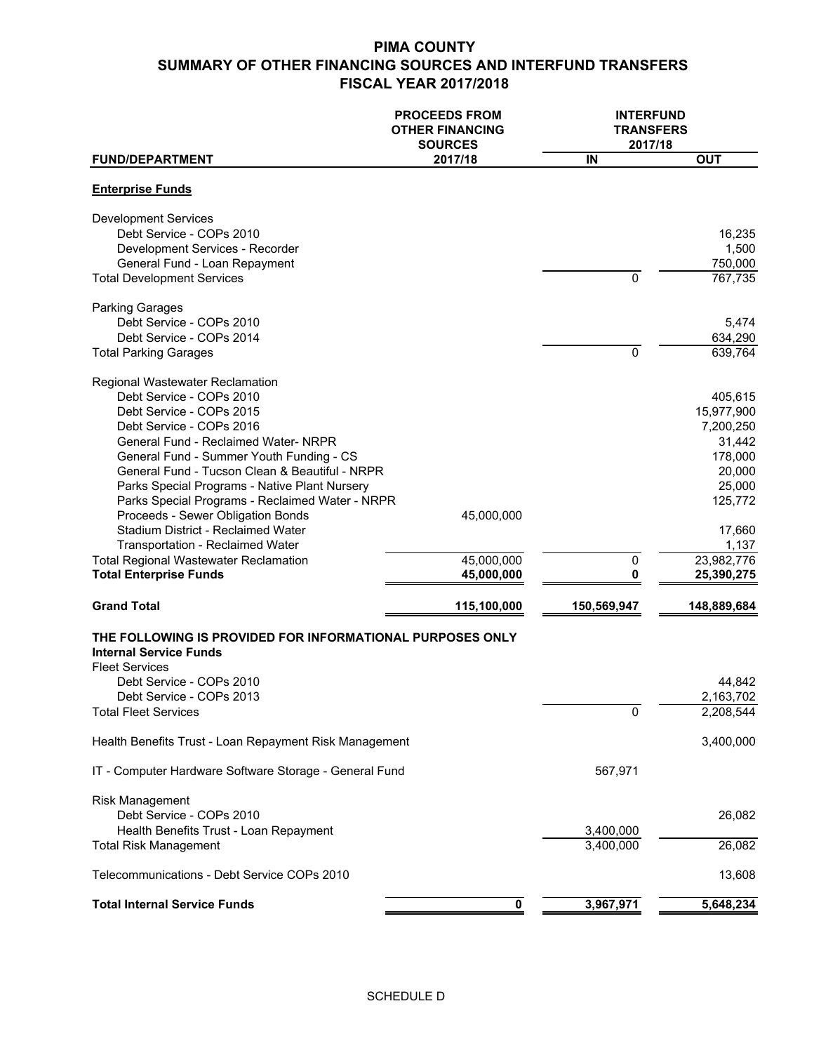# PIMA COUNTY
## SUMMARY OF OTHER FINANCING SOURCES AND INTERFUND TRANSFERS
## FISCAL YEAR 2017/2018

| FUND/DEPARTMENT | PROCEEDS FROM OTHER FINANCING SOURCES 2017/18 | INTERFUND TRANSFERS 2017/18 IN | OUT |
|---|---|---|---|
| **Enterprise Funds** | | | |
| Development Services | | | |
| Debt Service - COPs 2010 | | | 16,235 |
| Development Services - Recorder | | | 1,500 |
| General Fund - Loan Repayment | | | 750,000 |
| Total Development Services | | 0 | 767,735 |
| Parking Garages | | | |
| Debt Service - COPs 2010 | | | 5,474 |
| Debt Service - COPs 2014 | | | 634,290 |
| Total Parking Garages | | 0 | 639,764 |
| Regional Wastewater Reclamation | | | |
| Debt Service - COPs 2010 | | | 405,615 |
| Debt Service - COPs 2015 | | | 15,977,900 |
| Debt Service - COPs 2016 | | | 7,200,250 |
| General Fund - Reclaimed Water- NRPR | | | 31,442 |
| General Fund - Summer Youth Funding - CS | | | 178,000 |
| General Fund - Tucson Clean & Beautiful - NRPR | | | 20,000 |
| Parks Special Programs - Native Plant Nursery | | | 25,000 |
| Parks Special Programs - Reclaimed Water - NRPR | | | 125,772 |
| Proceeds - Sewer Obligation Bonds | 45,000,000 | | |
| Stadium District - Reclaimed Water | | | 17,660 |
| Transportation - Reclaimed Water | | | 1,137 |
| Total Regional Wastewater Reclamation | 45,000,000 | 0 | 23,982,776 |
| **Total Enterprise Funds** | **45,000,000** | **0** | **25,390,275** |
| **Grand Total** | **115,100,000** | **150,569,947** | **148,889,684** |

**THE FOLLOWING IS PROVIDED FOR INFORMATIONAL PURPOSES ONLY**

| FUND/DEPARTMENT | PROCEEDS FROM OTHER FINANCING SOURCES 2017/18 | INTERFUND TRANSFERS 2017/18 IN | OUT |
|---|---|---|---|
| **Internal Service Funds** | | | |
| Fleet Services | | | |
| Debt Service - COPs 2010 | | | 44,842 |
| Debt Service - COPs 2013 | | | 2,163,702 |
| Total Fleet Services | | 0 | 2,208,544 |
| Health Benefits Trust - Loan Repayment Risk Management | | | 3,400,000 |
| IT - Computer Hardware Software Storage - General Fund | | 567,971 | |
| Risk Management | | | |
| Debt Service - COPs 2010 | | | 26,082 |
| Health Benefits Trust - Loan Repayment | | 3,400,000 | |
| Total Risk Management | | 3,400,000 | 26,082 |
| Telecommunications - Debt Service COPs 2010 | | | 13,608 |
| **Total Internal Service Funds** | **0** | **3,967,971** | **5,648,234** |

SCHEDULE D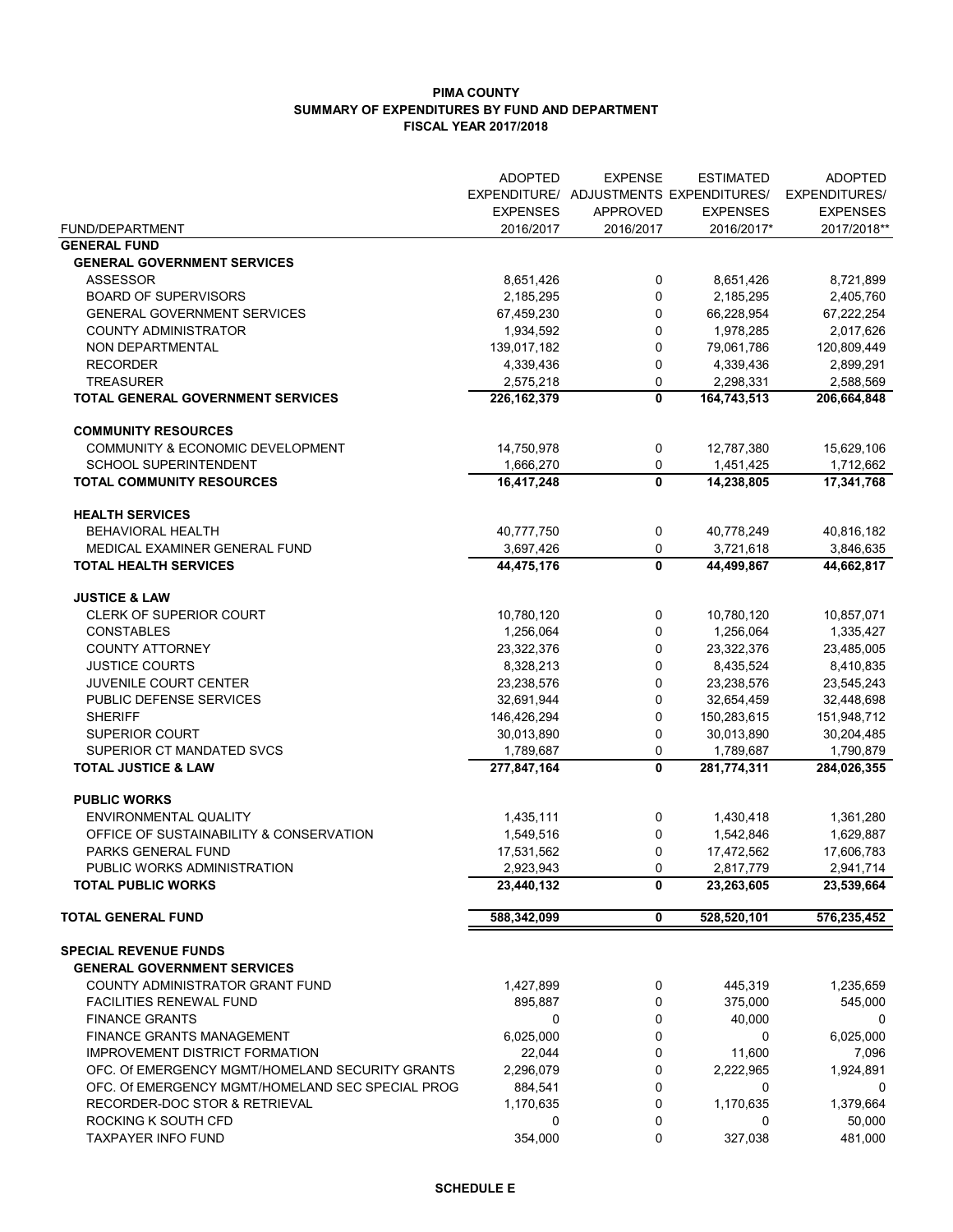**PIMA COUNTY**
**SUMMARY OF EXPENDITURES BY FUND AND DEPARTMENT**
**FISCAL YEAR 2017/2018**

| FUND/DEPARTMENT | ADOPTED EXPENDITURE/ EXPENSES 2016/2017 | EXPENSE ADJUSTMENTS APPROVED 2016/2017 | ESTIMATED EXPENDITURES/ EXPENSES 2016/2017* | ADOPTED EXPENDITURES/ EXPENSES 2017/2018** |
|---|---|---|---|---|
| **GENERAL FUND** | | | | |
| **GENERAL GOVERNMENT SERVICES** | | | | |
| ASSESSOR | 8,651,426 | 0 | 8,651,426 | 8,721,899 |
| BOARD OF SUPERVISORS | 2,185,295 | 0 | 2,185,295 | 2,405,760 |
| GENERAL GOVERNMENT SERVICES | 67,459,230 | 0 | 66,228,954 | 67,222,254 |
| COUNTY ADMINISTRATOR | 1,934,592 | 0 | 1,978,285 | 2,017,626 |
| NON DEPARTMENTAL | 139,017,182 | 0 | 79,061,786 | 120,809,449 |
| RECORDER | 4,339,436 | 0 | 4,339,436 | 2,899,291 |
| TREASURER | 2,575,218 | 0 | 2,298,331 | 2,588,569 |
| **TOTAL GENERAL GOVERNMENT SERVICES** | **226,162,379** | **0** | **164,743,513** | **206,664,848** |
| **COMMUNITY RESOURCES** | | | | |
| COMMUNITY & ECONOMIC DEVELOPMENT | 14,750,978 | 0 | 12,787,380 | 15,629,106 |
| SCHOOL SUPERINTENDENT | 1,666,270 | 0 | 1,451,425 | 1,712,662 |
| **TOTAL COMMUNITY RESOURCES** | **16,417,248** | **0** | **14,238,805** | **17,341,768** |
| **HEALTH SERVICES** | | | | |
| BEHAVIORAL HEALTH | 40,777,750 | 0 | 40,778,249 | 40,816,182 |
| MEDICAL EXAMINER GENERAL FUND | 3,697,426 | 0 | 3,721,618 | 3,846,635 |
| **TOTAL HEALTH SERVICES** | **44,475,176** | **0** | **44,499,867** | **44,662,817** |
| **JUSTICE & LAW** | | | | |
| CLERK OF SUPERIOR COURT | 10,780,120 | 0 | 10,780,120 | 10,857,071 |
| CONSTABLES | 1,256,064 | 0 | 1,256,064 | 1,335,427 |
| COUNTY ATTORNEY | 23,322,376 | 0 | 23,322,376 | 23,485,005 |
| JUSTICE COURTS | 8,328,213 | 0 | 8,435,524 | 8,410,835 |
| JUVENILE COURT CENTER | 23,238,576 | 0 | 23,238,576 | 23,545,243 |
| PUBLIC DEFENSE SERVICES | 32,691,944 | 0 | 32,654,459 | 32,448,698 |
| SHERIFF | 146,426,294 | 0 | 150,283,615 | 151,948,712 |
| SUPERIOR COURT | 30,013,890 | 0 | 30,013,890 | 30,204,485 |
| SUPERIOR CT MANDATED SVCS | 1,789,687 | 0 | 1,789,687 | 1,790,879 |
| **TOTAL JUSTICE & LAW** | **277,847,164** | **0** | **281,774,311** | **284,026,355** |
| **PUBLIC WORKS** | | | | |
| ENVIRONMENTAL QUALITY | 1,435,111 | 0 | 1,430,418 | 1,361,280 |
| OFFICE OF SUSTAINABILITY & CONSERVATION | 1,549,516 | 0 | 1,542,846 | 1,629,887 |
| PARKS GENERAL FUND | 17,531,562 | 0 | 17,472,562 | 17,606,783 |
| PUBLIC WORKS ADMINISTRATION | 2,923,943 | 0 | 2,817,779 | 2,941,714 |
| **TOTAL PUBLIC WORKS** | **23,440,132** | **0** | **23,263,605** | **23,539,664** |
| **TOTAL GENERAL FUND** | **588,342,099** | **0** | **528,520,101** | **576,235,452** |
| **SPECIAL REVENUE FUNDS** | | | | |
| **GENERAL GOVERNMENT SERVICES** | | | | |
| COUNTY ADMINISTRATOR GRANT FUND | 1,427,899 | 0 | 445,319 | 1,235,659 |
| FACILITIES RENEWAL FUND | 895,887 | 0 | 375,000 | 545,000 |
| FINANCE GRANTS | 0 | 0 | 40,000 | 0 |
| FINANCE GRANTS MANAGEMENT | 6,025,000 | 0 | 0 | 6,025,000 |
| IMPROVEMENT DISTRICT FORMATION | 22,044 | 0 | 11,600 | 7,096 |
| OFC. Of EMERGENCY MGMT/HOMELAND SECURITY GRANTS | 2,296,079 | 0 | 2,222,965 | 1,924,891 |
| OFC. Of EMERGENCY MGMT/HOMELAND SEC SPECIAL PROG | 884,541 | 0 | 0 | 0 |
| RECORDER-DOC STOR & RETRIEVAL | 1,170,635 | 0 | 1,170,635 | 1,379,664 |
| ROCKING K SOUTH CFD | 0 | 0 | 0 | 50,000 |
| TAXPAYER INFO FUND | 354,000 | 0 | 327,038 | 481,000 |

**SCHEDULE E**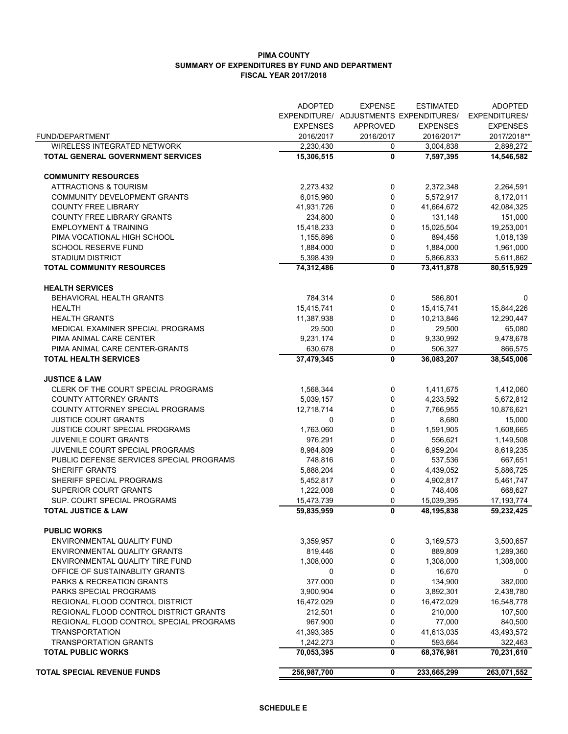# PIMA COUNTY
## SUMMARY OF EXPENDITURES BY FUND AND DEPARTMENT
## FISCAL YEAR 2017/2018

| FUND/DEPARTMENT | ADOPTED EXPENDITURE/ EXPENSES 2016/2017 | EXPENSE ADJUSTMENTS APPROVED 2016/2017 | ESTIMATED EXPENDITURES/ EXPENSES 2016/2017* | ADOPTED EXPENDITURES/ EXPENSES 2017/2018** |
|---|---|---|---|---|
| WIRELESS INTEGRATED NETWORK | 2,230,430 | 0 | 3,004,838 | 2,898,272 |
| **TOTAL GENERAL GOVERNMENT SERVICES** | **15,306,515** | **0** | **7,597,395** | **14,546,582** |
| **COMMUNITY RESOURCES** | | | | |
| ATTRACTIONS & TOURISM | 2,273,432 | 0 | 2,372,348 | 2,264,591 |
| COMMUNITY DEVELOPMENT GRANTS | 6,015,960 | 0 | 5,572,917 | 8,172,011 |
| COUNTY FREE LIBRARY | 41,931,726 | 0 | 41,664,672 | 42,084,325 |
| COUNTY FREE LIBRARY GRANTS | 234,800 | 0 | 131,148 | 151,000 |
| EMPLOYMENT & TRAINING | 15,418,233 | 0 | 15,025,504 | 19,253,001 |
| PIMA VOCATIONAL HIGH SCHOOL | 1,155,896 | 0 | 894,456 | 1,018,139 |
| SCHOOL RESERVE FUND | 1,884,000 | 0 | 1,884,000 | 1,961,000 |
| STADIUM DISTRICT | 5,398,439 | 0 | 5,866,833 | 5,611,862 |
| **TOTAL COMMUNITY RESOURCES** | **74,312,486** | **0** | **73,411,878** | **80,515,929** |
| **HEALTH SERVICES** | | | | |
| BEHAVIORAL HEALTH GRANTS | 784,314 | 0 | 586,801 | 0 |
| HEALTH | 15,415,741 | 0 | 15,415,741 | 15,844,226 |
| HEALTH GRANTS | 11,387,938 | 0 | 10,213,846 | 12,290,447 |
| MEDICAL EXAMINER SPECIAL PROGRAMS | 29,500 | 0 | 29,500 | 65,080 |
| PIMA ANIMAL CARE CENTER | 9,231,174 | 0 | 9,330,992 | 9,478,678 |
| PIMA ANIMAL CARE CENTER-GRANTS | 630,678 | 0 | 506,327 | 866,575 |
| **TOTAL HEALTH SERVICES** | **37,479,345** | **0** | **36,083,207** | **38,545,006** |
| **JUSTICE & LAW** | | | | |
| CLERK OF THE COURT SPECIAL PROGRAMS | 1,568,344 | 0 | 1,411,675 | 1,412,060 |
| COUNTY ATTORNEY GRANTS | 5,039,157 | 0 | 4,233,592 | 5,672,812 |
| COUNTY ATTORNEY SPECIAL PROGRAMS | 12,718,714 | 0 | 7,766,955 | 10,876,621 |
| JUSTICE COURT GRANTS | 0 | 0 | 8,680 | 15,000 |
| JUSTICE COURT SPECIAL PROGRAMS | 1,763,060 | 0 | 1,591,905 | 1,608,665 |
| JUVENILE COURT GRANTS | 976,291 | 0 | 556,621 | 1,149,508 |
| JUVENILE COURT SPECIAL PROGRAMS | 8,984,809 | 0 | 6,959,204 | 8,619,235 |
| PUBLIC DEFENSE SERVICES SPECIAL PROGRAMS | 748,816 | 0 | 537,536 | 667,651 |
| SHERIFF GRANTS | 5,888,204 | 0 | 4,439,052 | 5,886,725 |
| SHERIFF SPECIAL PROGRAMS | 5,452,817 | 0 | 4,902,817 | 5,461,747 |
| SUPERIOR COURT GRANTS | 1,222,008 | 0 | 748,406 | 668,627 |
| SUP. COURT SPECIAL PROGRAMS | 15,473,739 | 0 | 15,039,395 | 17,193,774 |
| **TOTAL JUSTICE & LAW** | **59,835,959** | **0** | **48,195,838** | **59,232,425** |
| **PUBLIC WORKS** | | | | |
| ENVIRONMENTAL QUALITY FUND | 3,359,957 | 0 | 3,169,573 | 3,500,657 |
| ENVIRONMENTAL QUALITY GRANTS | 819,446 | 0 | 889,809 | 1,289,360 |
| ENVIRONMENTAL QUALITY TIRE FUND | 1,308,000 | 0 | 1,308,000 | 1,308,000 |
| OFFICE OF SUSTAINABLITY GRANTS | 0 | 0 | 16,670 | 0 |
| PARKS & RECREATION GRANTS | 377,000 | 0 | 134,900 | 382,000 |
| PARKS SPECIAL PROGRAMS | 3,900,904 | 0 | 3,892,301 | 2,438,780 |
| REGIONAL FLOOD CONTROL DISTRICT | 16,472,029 | 0 | 16,472,029 | 16,548,778 |
| REGIONAL FLOOD CONTROL DISTRICT GRANTS | 212,501 | 0 | 210,000 | 107,500 |
| REGIONAL FLOOD CONTROL SPECIAL PROGRAMS | 967,900 | 0 | 77,000 | 840,500 |
| TRANSPORTATION | 41,393,385 | 0 | 41,613,035 | 43,493,572 |
| TRANSPORTATION GRANTS | 1,242,273 | 0 | 593,664 | 322,463 |
| **TOTAL PUBLIC WORKS** | **70,053,395** | **0** | **68,376,981** | **70,231,610** |
| **TOTAL SPECIAL REVENUE FUNDS** | **256,987,700** | **0** | **233,665,299** | **263,071,552** |

**SCHEDULE E**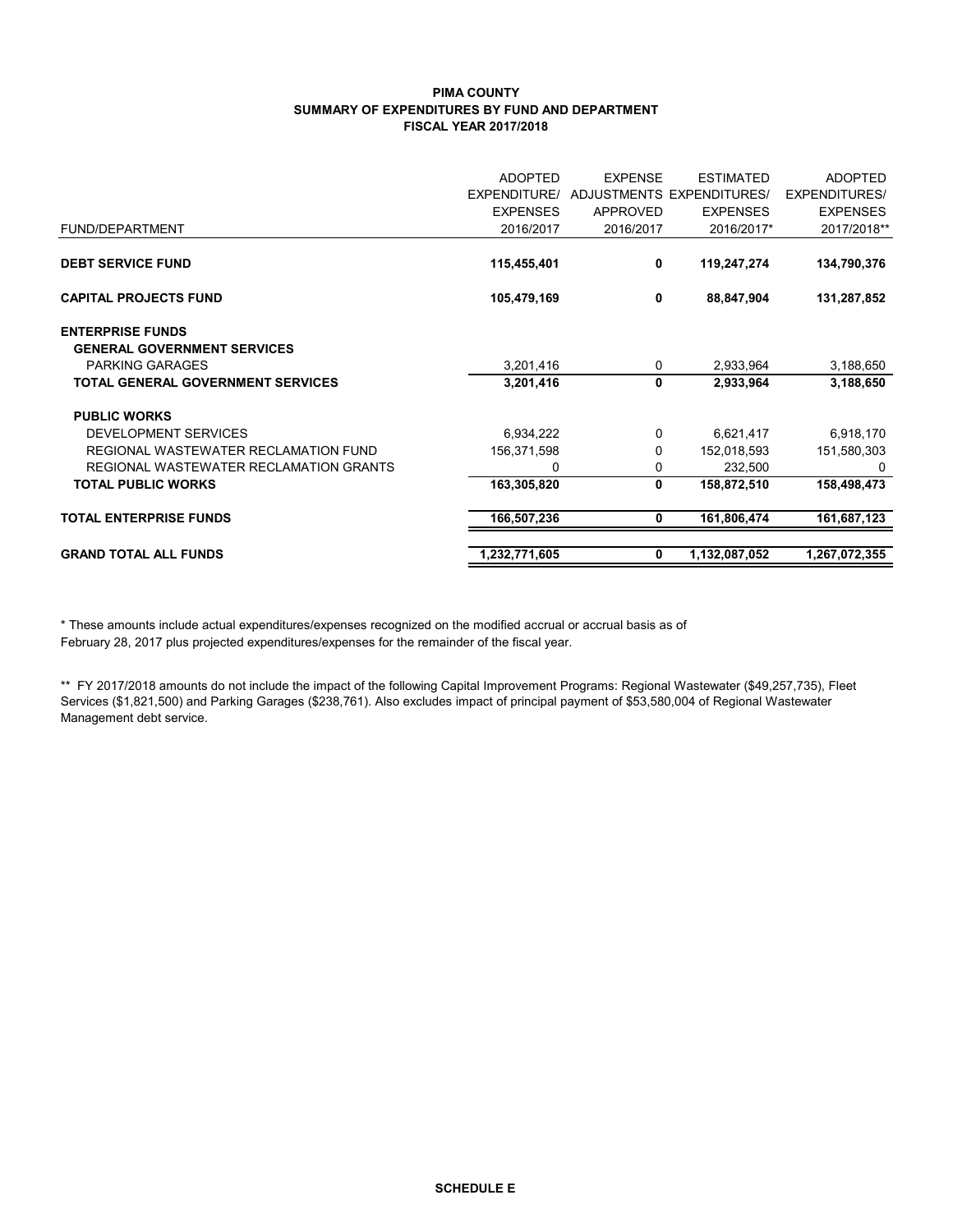**PIMA COUNTY**
**SUMMARY OF EXPENDITURES BY FUND AND DEPARTMENT**
**FISCAL YEAR 2017/2018**

| FUND/DEPARTMENT | ADOPTED EXPENDITURE/ EXPENSES 2016/2017 | EXPENSE ADJUSTMENTS APPROVED 2016/2017 | ESTIMATED EXPENDITURES/ EXPENSES 2016/2017* | ADOPTED EXPENDITURES/ EXPENSES 2017/2018** |
|---|---|---|---|---|
| **DEBT SERVICE FUND** | **115,455,401** | **0** | **119,247,274** | **134,790,376** |
| **CAPITAL PROJECTS FUND** | **105,479,169** | **0** | **88,847,904** | **131,287,852** |
| **ENTERPRISE FUNDS** | | | | |
| **GENERAL GOVERNMENT SERVICES** | | | | |
| PARKING GARAGES | 3,201,416 | 0 | 2,933,964 | 3,188,650 |
| **TOTAL GENERAL GOVERNMENT SERVICES** | **3,201,416** | **0** | **2,933,964** | **3,188,650** |
| **PUBLIC WORKS** | | | | |
| DEVELOPMENT SERVICES | 6,934,222 | 0 | 6,621,417 | 6,918,170 |
| REGIONAL WASTEWATER RECLAMATION FUND | 156,371,598 | 0 | 152,018,593 | 151,580,303 |
| REGIONAL WASTEWATER RECLAMATION GRANTS | 0 | 0 | 232,500 | 0 |
| **TOTAL PUBLIC WORKS** | **163,305,820** | **0** | **158,872,510** | **158,498,473** |
| **TOTAL ENTERPRISE FUNDS** | **166,507,236** | **0** | **161,806,474** | **161,687,123** |
| **GRAND TOTAL ALL FUNDS** | **1,232,771,605** | **0** | **1,132,087,052** | **1,267,072,355** |

\* These amounts include actual expenditures/expenses recognized on the modified accrual or accrual basis as of February 28, 2017 plus projected expenditures/expenses for the remainder of the fiscal year.

\*\* FY 2017/2018 amounts do not include the impact of the following Capital Improvement Programs: Regional Wastewater ($49,257,735), Fleet Services ($1,821,500) and Parking Garages ($238,761). Also excludes impact of principal payment of $53,580,004 of Regional Wastewater Management debt service.

**SCHEDULE E**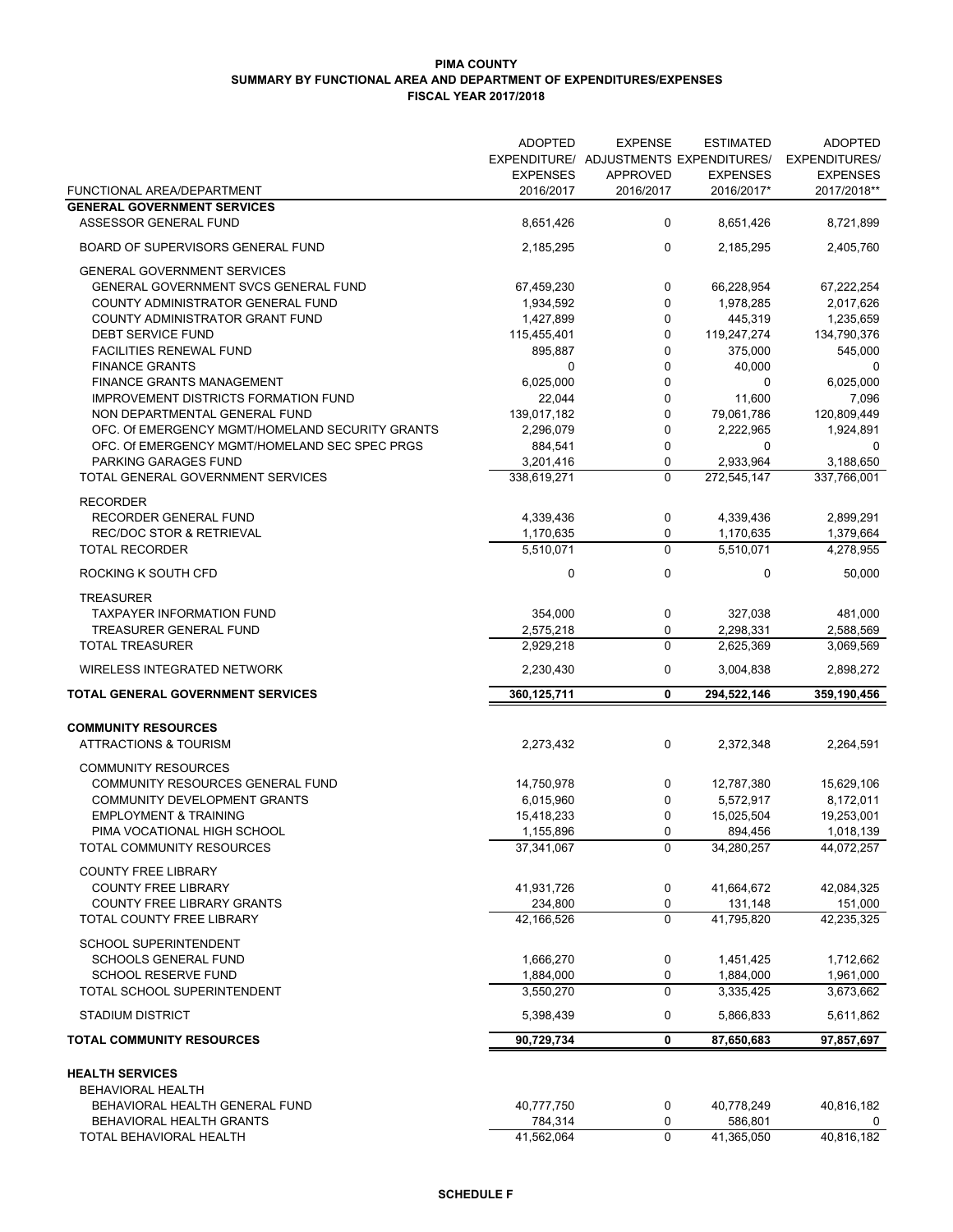**PIMA COUNTY**
**SUMMARY BY FUNCTIONAL AREA AND DEPARTMENT OF EXPENDITURES/EXPENSES**
**FISCAL YEAR 2017/2018**

| FUNCTIONAL AREA/DEPARTMENT | ADOPTED EXPENDITURE/ EXPENSES 2016/2017 | EXPENSE ADJUSTMENTS APPROVED 2016/2017 | ESTIMATED EXPENDITURES/ EXPENSES 2016/2017* | ADOPTED EXPENDITURES/ EXPENSES 2017/2018** |
|---|---|---|---|---|
| **GENERAL GOVERNMENT SERVICES** | | | | |
| ASSESSOR GENERAL FUND | 8,651,426 | 0 | 8,651,426 | 8,721,899 |
| BOARD OF SUPERVISORS GENERAL FUND | 2,185,295 | 0 | 2,185,295 | 2,405,760 |
| GENERAL GOVERNMENT SERVICES | | | | |
| GENERAL GOVERNMENT SVCS GENERAL FUND | 67,459,230 | 0 | 66,228,954 | 67,222,254 |
| COUNTY ADMINISTRATOR GENERAL FUND | 1,934,592 | 0 | 1,978,285 | 2,017,626 |
| COUNTY ADMINISTRATOR GRANT FUND | 1,427,899 | 0 | 445,319 | 1,235,659 |
| DEBT SERVICE FUND | 115,455,401 | 0 | 119,247,274 | 134,790,376 |
| FACILITIES RENEWAL FUND | 895,887 | 0 | 375,000 | 545,000 |
| FINANCE GRANTS | 0 | 0 | 40,000 | 0 |
| FINANCE GRANTS MANAGEMENT | 6,025,000 | 0 | 0 | 6,025,000 |
| IMPROVEMENT DISTRICTS FORMATION FUND | 22,044 | 0 | 11,600 | 7,096 |
| NON DEPARTMENTAL GENERAL FUND | 139,017,182 | 0 | 79,061,786 | 120,809,449 |
| OFC. Of EMERGENCY MGMT/HOMELAND SECURITY GRANTS | 2,296,079 | 0 | 2,222,965 | 1,924,891 |
| OFC. Of EMERGENCY MGMT/HOMELAND SEC SPEC PRGS | 884,541 | 0 | 0 | 0 |
| PARKING GARAGES FUND | 3,201,416 | 0 | 2,933,964 | 3,188,650 |
| TOTAL GENERAL GOVERNMENT SERVICES | 338,619,271 | 0 | 272,545,147 | 337,766,001 |
| RECORDER | | | | |
| RECORDER GENERAL FUND | 4,339,436 | 0 | 4,339,436 | 2,899,291 |
| REC/DOC STOR & RETRIEVAL | 1,170,635 | 0 | 1,170,635 | 1,379,664 |
| TOTAL RECORDER | 5,510,071 | 0 | 5,510,071 | 4,278,955 |
| ROCKING K SOUTH CFD | 0 | 0 | 0 | 50,000 |
| TREASURER | | | | |
| TAXPAYER INFORMATION FUND | 354,000 | 0 | 327,038 | 481,000 |
| TREASURER GENERAL FUND | 2,575,218 | 0 | 2,298,331 | 2,588,569 |
| TOTAL TREASURER | 2,929,218 | 0 | 2,625,369 | 3,069,569 |
| WIRELESS INTEGRATED NETWORK | 2,230,430 | 0 | 3,004,838 | 2,898,272 |
| **TOTAL GENERAL GOVERNMENT SERVICES** | **360,125,711** | **0** | **294,522,146** | **359,190,456** |
| **COMMUNITY RESOURCES** | | | | |
| ATTRACTIONS & TOURISM | 2,273,432 | 0 | 2,372,348 | 2,264,591 |
| COMMUNITY RESOURCES | | | | |
| COMMUNITY RESOURCES GENERAL FUND | 14,750,978 | 0 | 12,787,380 | 15,629,106 |
| COMMUNITY DEVELOPMENT GRANTS | 6,015,960 | 0 | 5,572,917 | 8,172,011 |
| EMPLOYMENT & TRAINING | 15,418,233 | 0 | 15,025,504 | 19,253,001 |
| PIMA VOCATIONAL HIGH SCHOOL | 1,155,896 | 0 | 894,456 | 1,018,139 |
| TOTAL COMMUNITY RESOURCES | 37,341,067 | 0 | 34,280,257 | 44,072,257 |
| COUNTY FREE LIBRARY | | | | |
| COUNTY FREE LIBRARY | 41,931,726 | 0 | 41,664,672 | 42,084,325 |
| COUNTY FREE LIBRARY GRANTS | 234,800 | 0 | 131,148 | 151,000 |
| TOTAL COUNTY FREE LIBRARY | 42,166,526 | 0 | 41,795,820 | 42,235,325 |
| SCHOOL SUPERINTENDENT | | | | |
| SCHOOLS GENERAL FUND | 1,666,270 | 0 | 1,451,425 | 1,712,662 |
| SCHOOL RESERVE FUND | 1,884,000 | 0 | 1,884,000 | 1,961,000 |
| TOTAL SCHOOL SUPERINTENDENT | 3,550,270 | 0 | 3,335,425 | 3,673,662 |
| STADIUM DISTRICT | 5,398,439 | 0 | 5,866,833 | 5,611,862 |
| **TOTAL COMMUNITY RESOURCES** | **90,729,734** | **0** | **87,650,683** | **97,857,697** |
| **HEALTH SERVICES** | | | | |
| BEHAVIORAL HEALTH | | | | |
| BEHAVIORAL HEALTH GENERAL FUND | 40,777,750 | 0 | 40,778,249 | 40,816,182 |
| BEHAVIORAL HEALTH GRANTS | 784,314 | 0 | 586,801 | 0 |
| TOTAL BEHAVIORAL HEALTH | 41,562,064 | 0 | 41,365,050 | 40,816,182 |

**SCHEDULE F**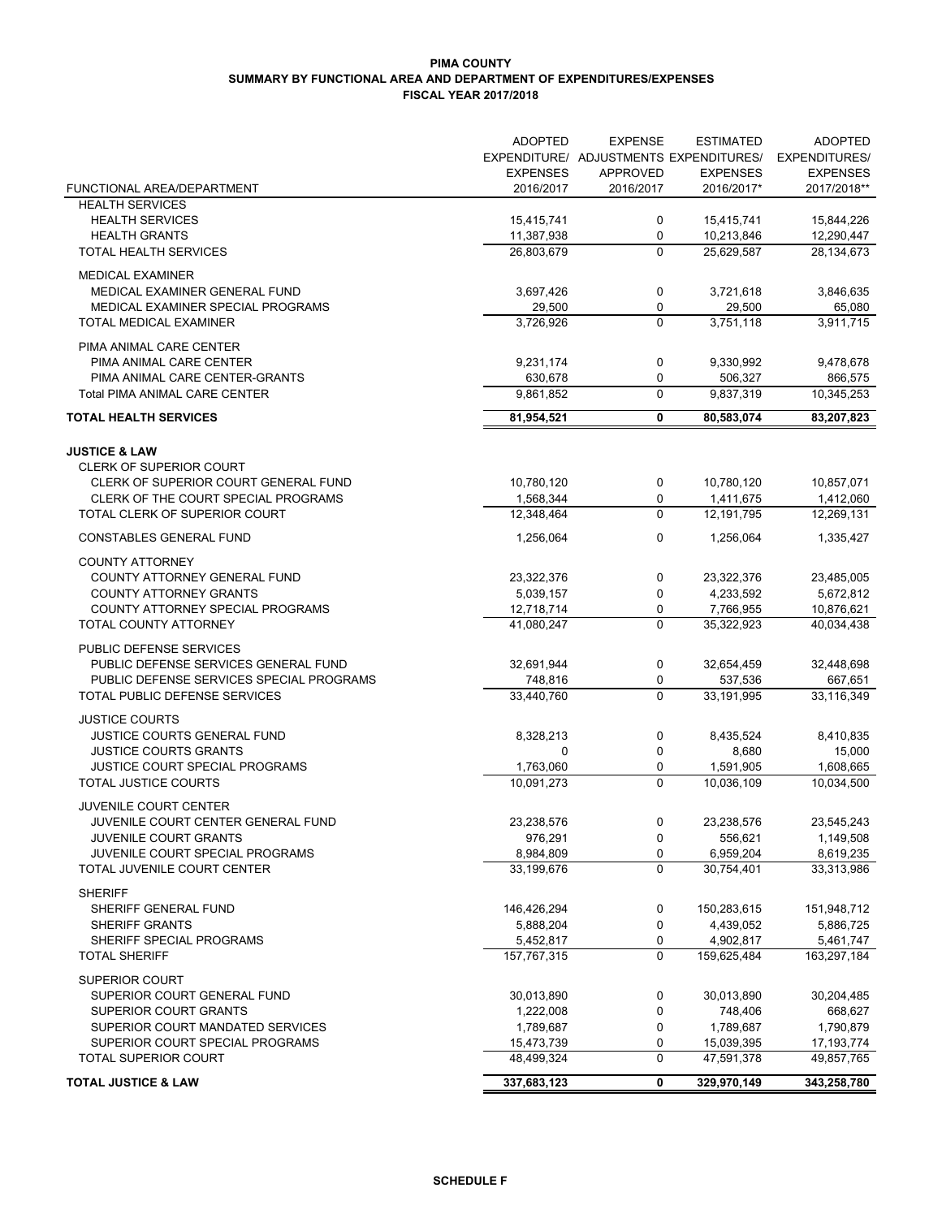**PIMA COUNTY**
**SUMMARY BY FUNCTIONAL AREA AND DEPARTMENT OF EXPENDITURES/EXPENSES**
**FISCAL YEAR 2017/2018**

| FUNCTIONAL AREA/DEPARTMENT | ADOPTED EXPENDITURE/ EXPENSES 2016/2017 | EXPENSE ADJUSTMENTS APPROVED 2016/2017 | ESTIMATED EXPENDITURES/ EXPENSES 2016/2017* | ADOPTED EXPENDITURES/ EXPENSES 2017/2018** |
|---|---|---|---|---|
| HEALTH SERVICES | | | | |
| HEALTH SERVICES | 15,415,741 | 0 | 15,415,741 | 15,844,226 |
| HEALTH GRANTS | 11,387,938 | 0 | 10,213,846 | 12,290,447 |
| TOTAL HEALTH SERVICES | 26,803,679 | 0 | 25,629,587 | 28,134,673 |
| MEDICAL EXAMINER | | | | |
| MEDICAL EXAMINER GENERAL FUND | 3,697,426 | 0 | 3,721,618 | 3,846,635 |
| MEDICAL EXAMINER SPECIAL PROGRAMS | 29,500 | 0 | 29,500 | 65,080 |
| TOTAL MEDICAL EXAMINER | 3,726,926 | 0 | 3,751,118 | 3,911,715 |
| PIMA ANIMAL CARE CENTER | | | | |
| PIMA ANIMAL CARE CENTER | 9,231,174 | 0 | 9,330,992 | 9,478,678 |
| PIMA ANIMAL CARE CENTER-GRANTS | 630,678 | 0 | 506,327 | 866,575 |
| Total PIMA ANIMAL CARE CENTER | 9,861,852 | 0 | 9,837,319 | 10,345,253 |
| **TOTAL HEALTH SERVICES** | **81,954,521** | **0** | **80,583,074** | **83,207,823** |
| **JUSTICE & LAW** | | | | |
| CLERK OF SUPERIOR COURT | | | | |
| CLERK OF SUPERIOR COURT GENERAL FUND | 10,780,120 | 0 | 10,780,120 | 10,857,071 |
| CLERK OF THE COURT SPECIAL PROGRAMS | 1,568,344 | 0 | 1,411,675 | 1,412,060 |
| TOTAL CLERK OF SUPERIOR COURT | 12,348,464 | 0 | 12,191,795 | 12,269,131 |
| CONSTABLES GENERAL FUND | 1,256,064 | 0 | 1,256,064 | 1,335,427 |
| COUNTY ATTORNEY | | | | |
| COUNTY ATTORNEY GENERAL FUND | 23,322,376 | 0 | 23,322,376 | 23,485,005 |
| COUNTY ATTORNEY GRANTS | 5,039,157 | 0 | 4,233,592 | 5,672,812 |
| COUNTY ATTORNEY SPECIAL PROGRAMS | 12,718,714 | 0 | 7,766,955 | 10,876,621 |
| TOTAL COUNTY ATTORNEY | 41,080,247 | 0 | 35,322,923 | 40,034,438 |
| PUBLIC DEFENSE SERVICES | | | | |
| PUBLIC DEFENSE SERVICES GENERAL FUND | 32,691,944 | 0 | 32,654,459 | 32,448,698 |
| PUBLIC DEFENSE SERVICES SPECIAL PROGRAMS | 748,816 | 0 | 537,536 | 667,651 |
| TOTAL PUBLIC DEFENSE SERVICES | 33,440,760 | 0 | 33,191,995 | 33,116,349 |
| JUSTICE COURTS | | | | |
| JUSTICE COURTS GENERAL FUND | 8,328,213 | 0 | 8,435,524 | 8,410,835 |
| JUSTICE COURTS GRANTS | 0 | 0 | 8,680 | 15,000 |
| JUSTICE COURT SPECIAL PROGRAMS | 1,763,060 | 0 | 1,591,905 | 1,608,665 |
| TOTAL JUSTICE COURTS | 10,091,273 | 0 | 10,036,109 | 10,034,500 |
| JUVENILE COURT CENTER | | | | |
| JUVENILE COURT CENTER GENERAL FUND | 23,238,576 | 0 | 23,238,576 | 23,545,243 |
| JUVENILE COURT GRANTS | 976,291 | 0 | 556,621 | 1,149,508 |
| JUVENILE COURT SPECIAL PROGRAMS | 8,984,809 | 0 | 6,959,204 | 8,619,235 |
| TOTAL JUVENILE COURT CENTER | 33,199,676 | 0 | 30,754,401 | 33,313,986 |
| SHERIFF | | | | |
| SHERIFF GENERAL FUND | 146,426,294 | 0 | 150,283,615 | 151,948,712 |
| SHERIFF GRANTS | 5,888,204 | 0 | 4,439,052 | 5,886,725 |
| SHERIFF SPECIAL PROGRAMS | 5,452,817 | 0 | 4,902,817 | 5,461,747 |
| TOTAL SHERIFF | 157,767,315 | 0 | 159,625,484 | 163,297,184 |
| SUPERIOR COURT | | | | |
| SUPERIOR COURT GENERAL FUND | 30,013,890 | 0 | 30,013,890 | 30,204,485 |
| SUPERIOR COURT GRANTS | 1,222,008 | 0 | 748,406 | 668,627 |
| SUPERIOR COURT MANDATED SERVICES | 1,789,687 | 0 | 1,789,687 | 1,790,879 |
| SUPERIOR COURT SPECIAL PROGRAMS | 15,473,739 | 0 | 15,039,395 | 17,193,774 |
| TOTAL SUPERIOR COURT | 48,499,324 | 0 | 47,591,378 | 49,857,765 |
| **TOTAL JUSTICE & LAW** | **337,683,123** | **0** | **329,970,149** | **343,258,780** |

**SCHEDULE F**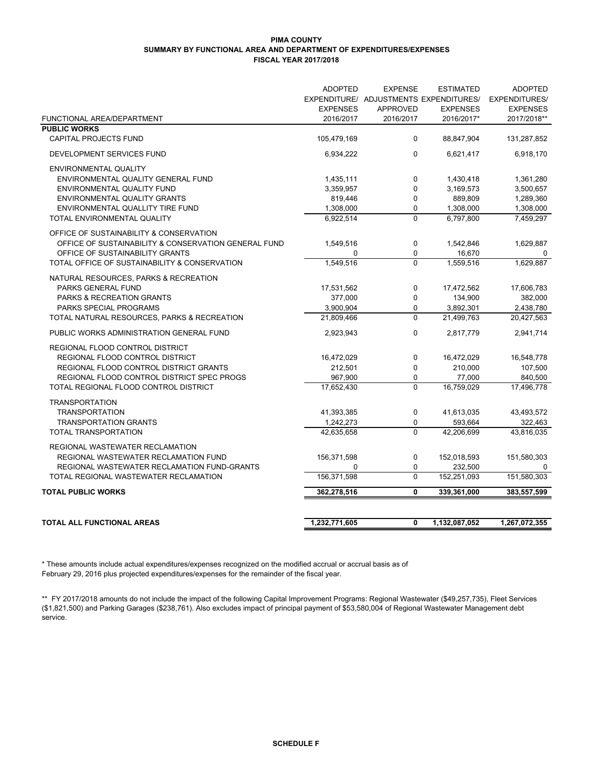**PIMA COUNTY**
**SUMMARY BY FUNCTIONAL AREA AND DEPARTMENT OF EXPENDITURES/EXPENSES**
**FISCAL YEAR 2017/2018**

| FUNCTIONAL AREA/DEPARTMENT | ADOPTED EXPENDITURE/ EXPENSES 2016/2017 | EXPENSE ADJUSTMENTS APPROVED 2016/2017 | ESTIMATED EXPENDITURES/ EXPENSES 2016/2017* | ADOPTED EXPENDITURES/ EXPENSES 2017/2018** |
|---|---|---|---|---|
| **PUBLIC WORKS** | | | | |
| CAPITAL PROJECTS FUND | 105,479,169 | 0 | 88,847,904 | 131,287,852 |
| DEVELOPMENT SERVICES FUND | 6,934,222 | 0 | 6,621,417 | 6,918,170 |
| ENVIRONMENTAL QUALITY | | | | |
| ENVIRONMENTAL QUALITY GENERAL FUND | 1,435,111 | 0 | 1,430,418 | 1,361,280 |
| ENVIRONMENTAL QUALITY FUND | 3,359,957 | 0 | 3,169,573 | 3,500,657 |
| ENVIRONMENTAL QUALITY GRANTS | 819,446 | 0 | 889,809 | 1,289,360 |
| ENVIRONMENTAL QUALLITY TIRE FUND | 1,308,000 | 0 | 1,308,000 | 1,308,000 |
| TOTAL ENVIRONMENTAL QUALITY | 6,922,514 | 0 | 6,797,800 | 7,459,297 |
| OFFICE OF SUSTAINABILITY & CONSERVATION | | | | |
| OFFICE OF SUSTAINABILITY & CONSERVATION GENERAL FUND | 1,549,516 | 0 | 1,542,846 | 1,629,887 |
| OFFICE OF SUSTAINABILITY GRANTS | 0 | 0 | 16,670 | 0 |
| TOTAL OFFICE OF SUSTAINABILITY & CONSERVATION | 1,549,516 | 0 | 1,559,516 | 1,629,887 |
| NATURAL RESOURCES, PARKS & RECREATION | | | | |
| PARKS GENERAL FUND | 17,531,562 | 0 | 17,472,562 | 17,606,783 |
| PARKS & RECREATION GRANTS | 377,000 | 0 | 134,900 | 382,000 |
| PARKS SPECIAL PROGRAMS | 3,900,904 | 0 | 3,892,301 | 2,438,780 |
| TOTAL NATURAL RESOURCES, PARKS & RECREATION | 21,809,466 | 0 | 21,499,763 | 20,427,563 |
| PUBLIC WORKS ADMINISTRATION GENERAL FUND | 2,923,943 | 0 | 2,817,779 | 2,941,714 |
| REGIONAL FLOOD CONTROL DISTRICT | | | | |
| REGIONAL FLOOD CONTROL DISTRICT | 16,472,029 | 0 | 16,472,029 | 16,548,778 |
| REGIONAL FLOOD CONTROL DISTRICT GRANTS | 212,501 | 0 | 210,000 | 107,500 |
| REGIONAL FLOOD CONTROL DISTRICT SPEC PROGS | 967,900 | 0 | 77,000 | 840,500 |
| TOTAL REGIONAL FLOOD CONTROL DISTRICT | 17,652,430 | 0 | 16,759,029 | 17,496,778 |
| TRANSPORTATION | | | | |
| TRANSPORTATION | 41,393,385 | 0 | 41,613,035 | 43,493,572 |
| TRANSPORTATION GRANTS | 1,242,273 | 0 | 593,664 | 322,463 |
| TOTAL TRANSPORTATION | 42,635,658 | 0 | 42,206,699 | 43,816,035 |
| REGIONAL WASTEWATER RECLAMATION | | | | |
| REGIONAL WASTEWATER RECLAMATION FUND | 156,371,598 | 0 | 152,018,593 | 151,580,303 |
| REGIONAL WASTEWATER RECLAMATION FUND-GRANTS | 0 | 0 | 232,500 | 0 |
| TOTAL REGIONAL WASTEWATER RECLAMATION | 156,371,598 | 0 | 152,251,093 | 151,580,303 |
| **TOTAL PUBLIC WORKS** | **362,278,516** | **0** | **339,361,000** | **383,557,599** |
| **TOTAL ALL FUNCTIONAL AREAS** | **1,232,771,605** | **0** | **1,132,087,052** | **1,267,072,355** |

\* These amounts include actual expenditures/expenses recognized on the modified accrual or accrual basis as of February 29, 2016 plus projected expenditures/expenses for the remainder of the fiscal year.

\*\* FY 2017/2018 amounts do not include the impact of the following Capital Improvement Programs: Regional Wastewater ($49,257,735), Fleet Services ($1,821,500) and Parking Garages ($238,761). Also excludes impact of principal payment of $53,580,004 of Regional Wastewater Management debt service.

**SCHEDULE F**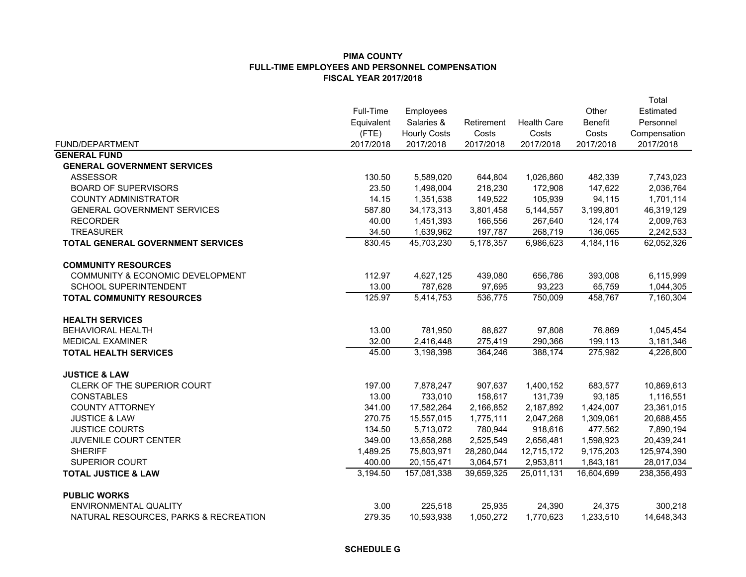**PIMA COUNTY**
**FULL-TIME EMPLOYEES AND PERSONNEL COMPENSATION**
**FISCAL YEAR 2017/2018**

| FUND/DEPARTMENT | Full-Time Equivalent (FTE) 2017/2018 | Employees Salaries & Hourly Costs 2017/2018 | Retirement Costs 2017/2018 | Health Care Costs 2017/2018 | Other Benefit Costs 2017/2018 | Total Estimated Personnel Compensation 2017/2018 |
|---|---|---|---|---|---|---|
| **GENERAL FUND** | | | | | | |
| **GENERAL GOVERNMENT SERVICES** | | | | | | |
| ASSESSOR | 130.50 | 5,589,020 | 644,804 | 1,026,860 | 482,339 | 7,743,023 |
| BOARD OF SUPERVISORS | 23.50 | 1,498,004 | 218,230 | 172,908 | 147,622 | 2,036,764 |
| COUNTY ADMINISTRATOR | 14.15 | 1,351,538 | 149,522 | 105,939 | 94,115 | 1,701,114 |
| GENERAL GOVERNMENT SERVICES | 587.80 | 34,173,313 | 3,801,458 | 5,144,557 | 3,199,801 | 46,319,129 |
| RECORDER | 40.00 | 1,451,393 | 166,556 | 267,640 | 124,174 | 2,009,763 |
| TREASURER | 34.50 | 1,639,962 | 197,787 | 268,719 | 136,065 | 2,242,533 |
| **TOTAL GENERAL GOVERNMENT SERVICES** | 830.45 | 45,703,230 | 5,178,357 | 6,986,623 | 4,184,116 | 62,052,326 |
| **COMMUNITY RESOURCES** | | | | | | |
| COMMUNITY & ECONOMIC DEVELOPMENT | 112.97 | 4,627,125 | 439,080 | 656,786 | 393,008 | 6,115,999 |
| SCHOOL SUPERINTENDENT | 13.00 | 787,628 | 97,695 | 93,223 | 65,759 | 1,044,305 |
| **TOTAL COMMUNITY RESOURCES** | 125.97 | 5,414,753 | 536,775 | 750,009 | 458,767 | 7,160,304 |
| **HEALTH SERVICES** | | | | | | |
| BEHAVIORAL HEALTH | 13.00 | 781,950 | 88,827 | 97,808 | 76,869 | 1,045,454 |
| MEDICAL EXAMINER | 32.00 | 2,416,448 | 275,419 | 290,366 | 199,113 | 3,181,346 |
| **TOTAL HEALTH SERVICES** | 45.00 | 3,198,398 | 364,246 | 388,174 | 275,982 | 4,226,800 |
| **JUSTICE & LAW** | | | | | | |
| CLERK OF THE SUPERIOR COURT | 197.00 | 7,878,247 | 907,637 | 1,400,152 | 683,577 | 10,869,613 |
| CONSTABLES | 13.00 | 733,010 | 158,617 | 131,739 | 93,185 | 1,116,551 |
| COUNTY ATTORNEY | 341.00 | 17,582,264 | 2,166,852 | 2,187,892 | 1,424,007 | 23,361,015 |
| JUSTICE & LAW | 270.75 | 15,557,015 | 1,775,111 | 2,047,268 | 1,309,061 | 20,688,455 |
| JUSTICE COURTS | 134.50 | 5,713,072 | 780,944 | 918,616 | 477,562 | 7,890,194 |
| JUVENILE COURT CENTER | 349.00 | 13,658,288 | 2,525,549 | 2,656,481 | 1,598,923 | 20,439,241 |
| SHERIFF | 1,489.25 | 75,803,971 | 28,280,044 | 12,715,172 | 9,175,203 | 125,974,390 |
| SUPERIOR COURT | 400.00 | 20,155,471 | 3,064,571 | 2,953,811 | 1,843,181 | 28,017,034 |
| **TOTAL JUSTICE & LAW** | 3,194.50 | 157,081,338 | 39,659,325 | 25,011,131 | 16,604,699 | 238,356,493 |
| **PUBLIC WORKS** | | | | | | |
| ENVIRONMENTAL QUALITY | 3.00 | 225,518 | 25,935 | 24,390 | 24,375 | 300,218 |
| NATURAL RESOURCES, PARKS & RECREATION | 279.35 | 10,593,938 | 1,050,272 | 1,770,623 | 1,233,510 | 14,648,343 |

**SCHEDULE G**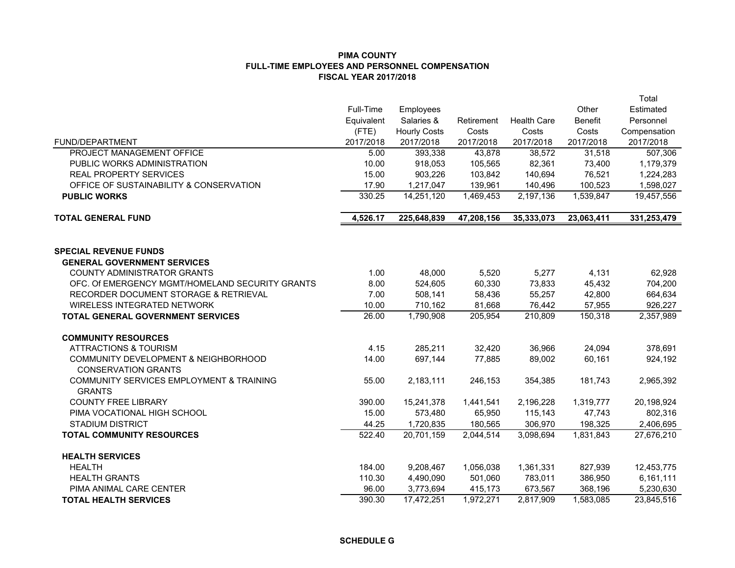**PIMA COUNTY**
**FULL-TIME EMPLOYEES AND PERSONNEL COMPENSATION**
**FISCAL YEAR 2017/2018**

| FUND/DEPARTMENT | Full-Time Equivalent (FTE) 2017/2018 | Employees Salaries & Hourly Costs 2017/2018 | Retirement Costs 2017/2018 | Health Care Costs 2017/2018 | Other Benefit Costs 2017/2018 | Total Estimated Personnel Compensation 2017/2018 |
|---|---|---|---|---|---|---|
| PROJECT MANAGEMENT OFFICE | 5.00 | 393,338 | 43,878 | 38,572 | 31,518 | 507,306 |
| PUBLIC WORKS ADMINISTRATION | 10.00 | 918,053 | 105,565 | 82,361 | 73,400 | 1,179,379 |
| REAL PROPERTY SERVICES | 15.00 | 903,226 | 103,842 | 140,694 | 76,521 | 1,224,283 |
| OFFICE OF SUSTAINABILITY & CONSERVATION | 17.90 | 1,217,047 | 139,961 | 140,496 | 100,523 | 1,598,027 |
| **PUBLIC WORKS** | 330.25 | 14,251,120 | 1,469,453 | 2,197,136 | 1,539,847 | 19,457,556 |
| | | | | | | |
| **TOTAL GENERAL FUND** | **4,526.17** | **225,648,839** | **47,208,156** | **35,333,073** | **23,063,411** | **331,253,479** |
| | | | | | | |
| **SPECIAL REVENUE FUNDS** | | | | | | |
| **GENERAL GOVERNMENT SERVICES** | | | | | | |
| COUNTY ADMINISTRATOR GRANTS | 1.00 | 48,000 | 5,520 | 5,277 | 4,131 | 62,928 |
| OFC. Of EMERGENCY MGMT/HOMELAND SECURITY GRANTS | 8.00 | 524,605 | 60,330 | 73,833 | 45,432 | 704,200 |
| RECORDER DOCUMENT STORAGE & RETRIEVAL | 7.00 | 508,141 | 58,436 | 55,257 | 42,800 | 664,634 |
| WIRELESS INTEGRATED NETWORK | 10.00 | 710,162 | 81,668 | 76,442 | 57,955 | 926,227 |
| **TOTAL GENERAL GOVERNMENT SERVICES** | 26.00 | 1,790,908 | 205,954 | 210,809 | 150,318 | 2,357,989 |
| | | | | | | |
| **COMMUNITY RESOURCES** | | | | | | |
| ATTRACTIONS & TOURISM | 4.15 | 285,211 | 32,420 | 36,966 | 24,094 | 378,691 |
| COMMUNITY DEVELOPMENT & NEIGHBORHOOD CONSERVATION GRANTS | 14.00 | 697,144 | 77,885 | 89,002 | 60,161 | 924,192 |
| COMMUNITY SERVICES EMPLOYMENT & TRAINING GRANTS | 55.00 | 2,183,111 | 246,153 | 354,385 | 181,743 | 2,965,392 |
| COUNTY FREE LIBRARY | 390.00 | 15,241,378 | 1,441,541 | 2,196,228 | 1,319,777 | 20,198,924 |
| PIMA VOCATIONAL HIGH SCHOOL | 15.00 | 573,480 | 65,950 | 115,143 | 47,743 | 802,316 |
| STADIUM DISTRICT | 44.25 | 1,720,835 | 180,565 | 306,970 | 198,325 | 2,406,695 |
| **TOTAL COMMUNITY RESOURCES** | 522.40 | 20,701,159 | 2,044,514 | 3,098,694 | 1,831,843 | 27,676,210 |
| | | | | | | |
| **HEALTH SERVICES** | | | | | | |
| HEALTH | 184.00 | 9,208,467 | 1,056,038 | 1,361,331 | 827,939 | 12,453,775 |
| HEALTH GRANTS | 110.30 | 4,490,090 | 501,060 | 783,011 | 386,950 | 6,161,111 |
| PIMA ANIMAL CARE CENTER | 96.00 | 3,773,694 | 415,173 | 673,567 | 368,196 | 5,230,630 |
| **TOTAL HEALTH SERVICES** | 390.30 | 17,472,251 | 1,972,271 | 2,817,909 | 1,583,085 | 23,845,516 |

**SCHEDULE G**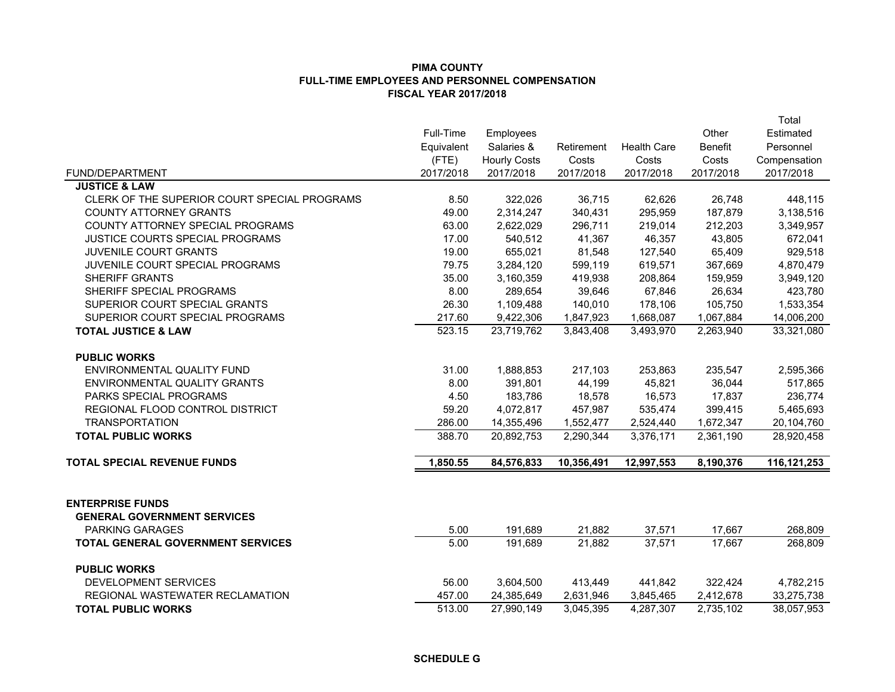**PIMA COUNTY**
**FULL-TIME EMPLOYEES AND PERSONNEL COMPENSATION**
**FISCAL YEAR 2017/2018**

| FUND/DEPARTMENT | Full-Time Equivalent (FTE) 2017/2018 | Employees Salaries & Hourly Costs 2017/2018 | Retirement Costs 2017/2018 | Health Care Costs 2017/2018 | Other Benefit Costs 2017/2018 | Total Estimated Personnel Compensation 2017/2018 |
|---|---|---|---|---|---|---|
| **JUSTICE & LAW** | | | | | | |
| CLERK OF THE SUPERIOR COURT SPECIAL PROGRAMS | 8.50 | 322,026 | 36,715 | 62,626 | 26,748 | 448,115 |
| COUNTY ATTORNEY GRANTS | 49.00 | 2,314,247 | 340,431 | 295,959 | 187,879 | 3,138,516 |
| COUNTY ATTORNEY SPECIAL PROGRAMS | 63.00 | 2,622,029 | 296,711 | 219,014 | 212,203 | 3,349,957 |
| JUSTICE COURTS SPECIAL PROGRAMS | 17.00 | 540,512 | 41,367 | 46,357 | 43,805 | 672,041 |
| JUVENILE COURT GRANTS | 19.00 | 655,021 | 81,548 | 127,540 | 65,409 | 929,518 |
| JUVENILE COURT SPECIAL PROGRAMS | 79.75 | 3,284,120 | 599,119 | 619,571 | 367,669 | 4,870,479 |
| SHERIFF GRANTS | 35.00 | 3,160,359 | 419,938 | 208,864 | 159,959 | 3,949,120 |
| SHERIFF SPECIAL PROGRAMS | 8.00 | 289,654 | 39,646 | 67,846 | 26,634 | 423,780 |
| SUPERIOR COURT SPECIAL GRANTS | 26.30 | 1,109,488 | 140,010 | 178,106 | 105,750 | 1,533,354 |
| SUPERIOR COURT SPECIAL PROGRAMS | 217.60 | 9,422,306 | 1,847,923 | 1,668,087 | 1,067,884 | 14,006,200 |
| **TOTAL JUSTICE & LAW** | 523.15 | 23,719,762 | 3,843,408 | 3,493,970 | 2,263,940 | 33,321,080 |
| | | | | | | |
| **PUBLIC WORKS** | | | | | | |
| ENVIRONMENTAL QUALITY FUND | 31.00 | 1,888,853 | 217,103 | 253,863 | 235,547 | 2,595,366 |
| ENVIRONMENTAL QUALITY GRANTS | 8.00 | 391,801 | 44,199 | 45,821 | 36,044 | 517,865 |
| PARKS SPECIAL PROGRAMS | 4.50 | 183,786 | 18,578 | 16,573 | 17,837 | 236,774 |
| REGIONAL FLOOD CONTROL DISTRICT | 59.20 | 4,072,817 | 457,987 | 535,474 | 399,415 | 5,465,693 |
| TRANSPORTATION | 286.00 | 14,355,496 | 1,552,477 | 2,524,440 | 1,672,347 | 20,104,760 |
| **TOTAL PUBLIC WORKS** | 388.70 | 20,892,753 | 2,290,344 | 3,376,171 | 2,361,190 | 28,920,458 |
| | | | | | | |
| **TOTAL SPECIAL REVENUE FUNDS** | **1,850.55** | **84,576,833** | **10,356,491** | **12,997,553** | **8,190,376** | **116,121,253** |
| | | | | | | |
| **ENTERPRISE FUNDS** | | | | | | |
| **GENERAL GOVERNMENT SERVICES** | | | | | | |
| PARKING GARAGES | 5.00 | 191,689 | 21,882 | 37,571 | 17,667 | 268,809 |
| **TOTAL GENERAL GOVERNMENT SERVICES** | 5.00 | 191,689 | 21,882 | 37,571 | 17,667 | 268,809 |
| | | | | | | |
| **PUBLIC WORKS** | | | | | | |
| DEVELOPMENT SERVICES | 56.00 | 3,604,500 | 413,449 | 441,842 | 322,424 | 4,782,215 |
| REGIONAL WASTEWATER RECLAMATION | 457.00 | 24,385,649 | 2,631,946 | 3,845,465 | 2,412,678 | 33,275,738 |
| **TOTAL PUBLIC WORKS** | 513.00 | 27,990,149 | 3,045,395 | 4,287,307 | 2,735,102 | 38,057,953 |

**SCHEDULE G**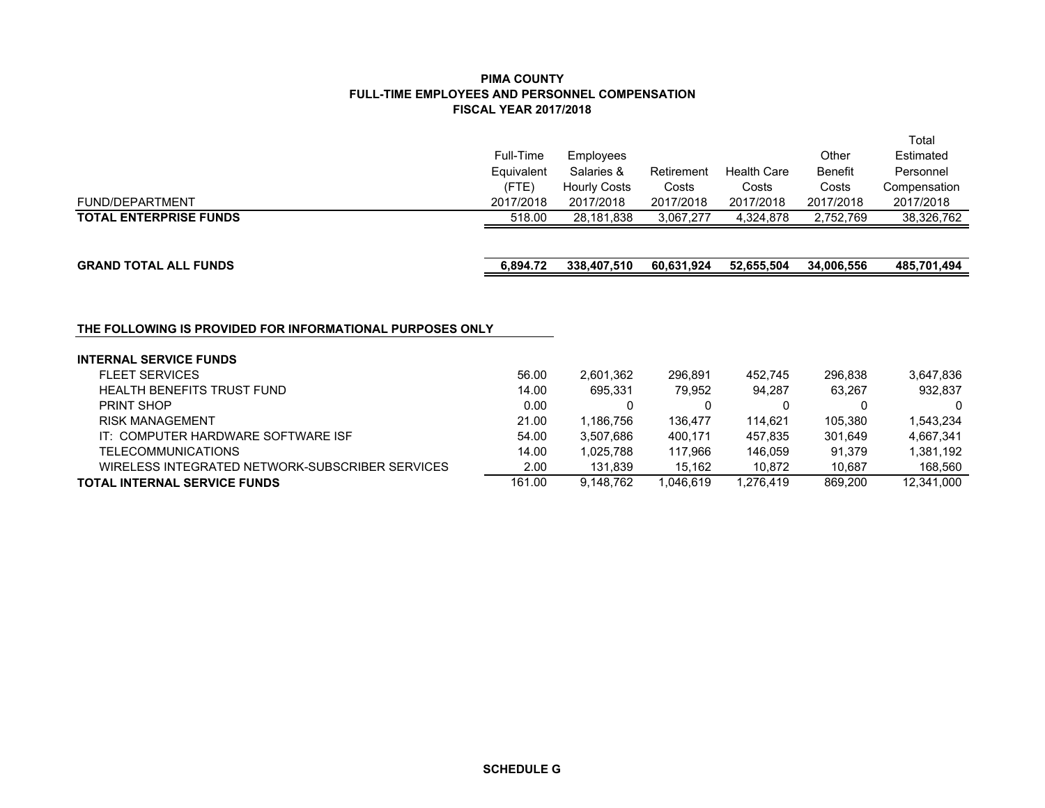**PIMA COUNTY**
**FULL-TIME EMPLOYEES AND PERSONNEL COMPENSATION**
**FISCAL YEAR 2017/2018**

| FUND/DEPARTMENT | Full-Time Equivalent (FTE) 2017/2018 | Employees Salaries & Hourly Costs 2017/2018 | Retirement Costs 2017/2018 | Health Care Costs 2017/2018 | Other Benefit Costs 2017/2018 | Total Estimated Personnel Compensation 2017/2018 |
|---|---|---|---|---|---|---|
| **TOTAL ENTERPRISE FUNDS** | 518.00 | 28,181,838 | 3,067,277 | 4,324,878 | 2,752,769 | 38,326,762 |
| | | | | | | |
| **GRAND TOTAL ALL FUNDS** | **6,894.72** | **338,407,510** | **60,631,924** | **52,655,504** | **34,006,556** | **485,701,494** |

**THE FOLLOWING IS PROVIDED FOR INFORMATIONAL PURPOSES ONLY**

| FUND/DEPARTMENT | Full-Time Equivalent (FTE) 2017/2018 | Employees Salaries & Hourly Costs 2017/2018 | Retirement Costs 2017/2018 | Health Care Costs 2017/2018 | Other Benefit Costs 2017/2018 | Total Estimated Personnel Compensation 2017/2018 |
|---|---|---|---|---|---|---|
| **INTERNAL SERVICE FUNDS** | | | | | | |
| FLEET SERVICES | 56.00 | 2,601,362 | 296,891 | 452,745 | 296,838 | 3,647,836 |
| HEALTH BENEFITS TRUST FUND | 14.00 | 695,331 | 79,952 | 94,287 | 63,267 | 932,837 |
| PRINT SHOP | 0.00 | 0 | 0 | 0 | 0 | 0 |
| RISK MANAGEMENT | 21.00 | 1,186,756 | 136,477 | 114,621 | 105,380 | 1,543,234 |
| IT: COMPUTER HARDWARE SOFTWARE ISF | 54.00 | 3,507,686 | 400,171 | 457,835 | 301,649 | 4,667,341 |
| TELECOMMUNICATIONS | 14.00 | 1,025,788 | 117,966 | 146,059 | 91,379 | 1,381,192 |
| WIRELESS INTEGRATED NETWORK-SUBSCRIBER SERVICES | 2.00 | 131,839 | 15,162 | 10,872 | 10,687 | 168,560 |
| **TOTAL INTERNAL SERVICE FUNDS** | 161.00 | 9,148,762 | 1,046,619 | 1,276,419 | 869,200 | 12,341,000 |

**SCHEDULE G**